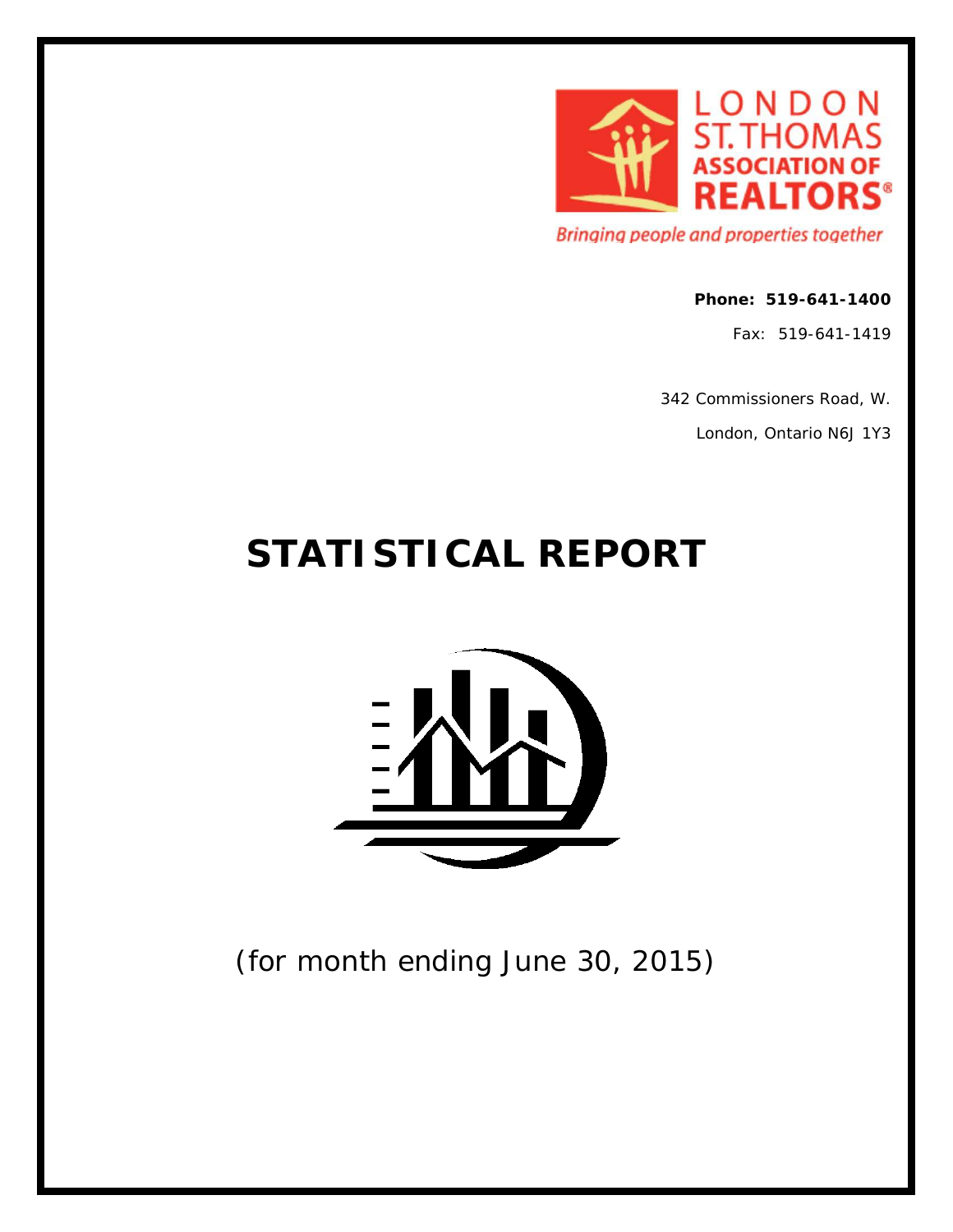LONDON ST. THOMAS ASSOCIATION OF REALTORS®

*Bringing people and properties together*

**Phone: 519-641-1400**

Fax: 519-641-1419

342 Commissioners Road, W.

London, Ontario N6J 1Y3

# STATISTICAL REPORT

(for month ending June 30, 2015)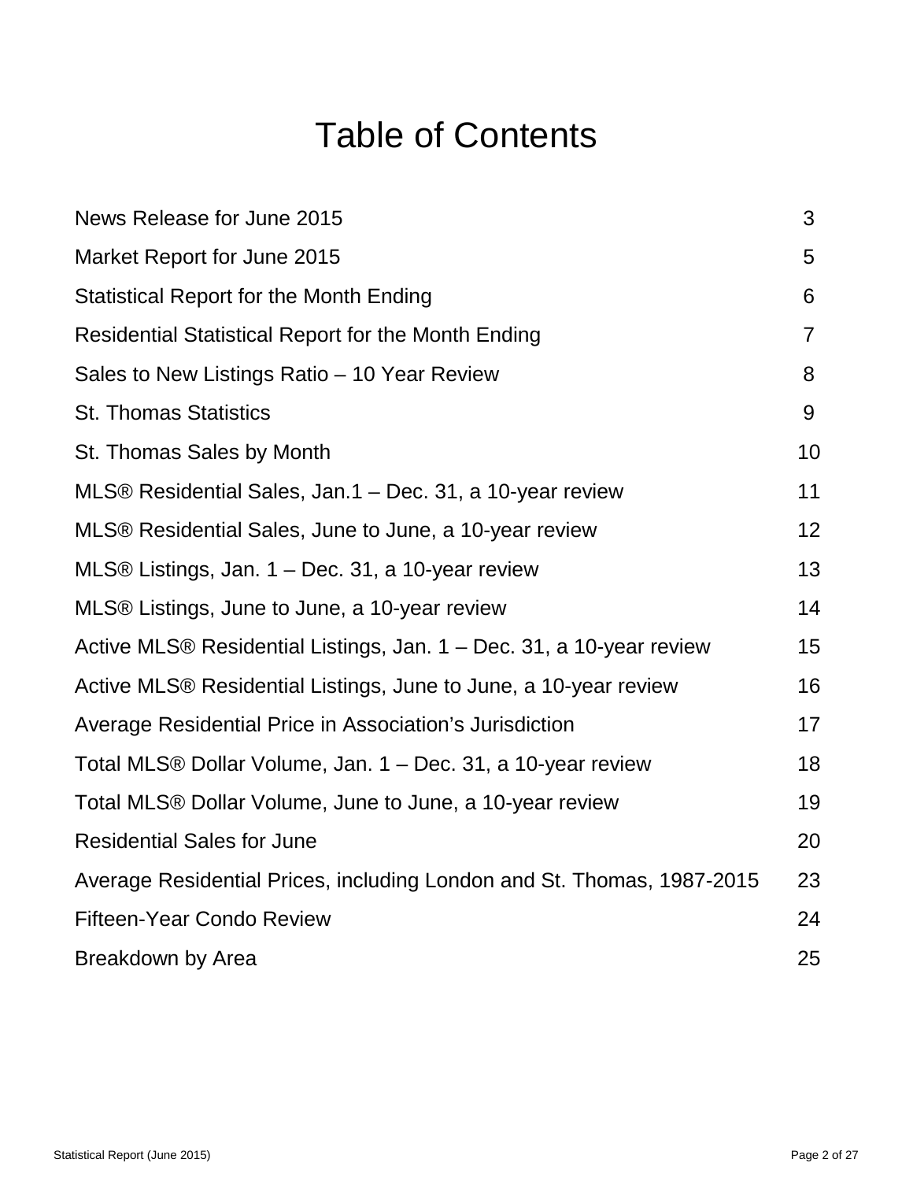# Table of Contents

| | |
|---|---|
| News Release for June 2015 | 3 |
| Market Report for June 2015 | 5 |
| Statistical Report for the Month Ending | 6 |
| Residential Statistical Report for the Month Ending | 7 |
| Sales to New Listings Ratio – 10 Year Review | 8 |
| St. Thomas Statistics | 9 |
| St. Thomas Sales by Month | 10 |
| MLS® Residential Sales, Jan.1 – Dec. 31, a 10-year review | 11 |
| MLS® Residential Sales, June to June, a 10-year review | 12 |
| MLS® Listings, Jan. 1 – Dec. 31, a 10-year review | 13 |
| MLS® Listings, June to June, a 10-year review | 14 |
| Active MLS® Residential Listings, Jan. 1 – Dec. 31, a 10-year review | 15 |
| Active MLS® Residential Listings, June to June, a 10-year review | 16 |
| Average Residential Price in Association's Jurisdiction | 17 |
| Total MLS® Dollar Volume, Jan. 1 – Dec. 31, a 10-year review | 18 |
| Total MLS® Dollar Volume, June to June, a 10-year review | 19 |
| Residential Sales for June | 20 |
| Average Residential Prices, including London and St. Thomas, 1987-2015 | 23 |
| Fifteen-Year Condo Review | 24 |
| Breakdown by Area | 25 |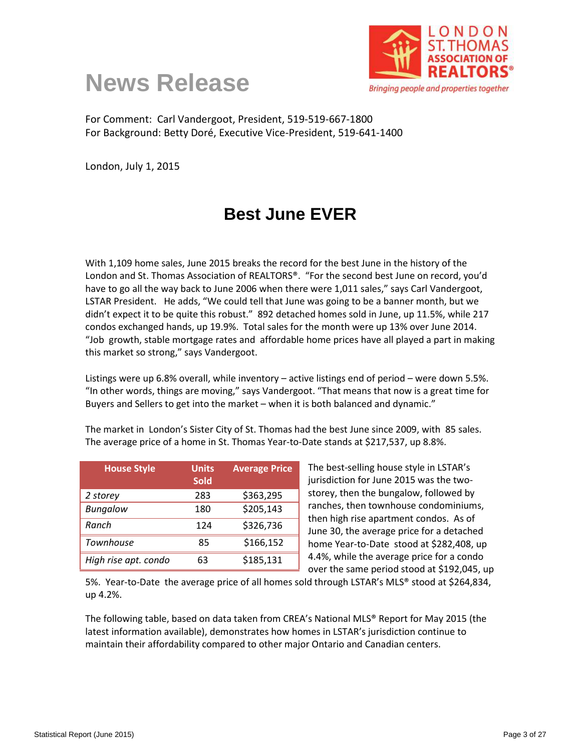# News Release

LONDON ST. THOMAS ASSOCIATION OF REALTORS®

*Bringing people and properties together*

For Comment: Carl Vandergoot, President, 519-519-667-1800
For Background: Betty Doré, Executive Vice-President, 519-641-1400

London, July 1, 2015

## Best June EVER

With 1,109 home sales, June 2015 breaks the record for the best June in the history of the London and St. Thomas Association of REALTORS®. "For the second best June on record, you'd have to go all the way back to June 2006 when there were 1,011 sales," says Carl Vandergoot, LSTAR President. He adds, "We could tell that June was going to be a banner month, but we didn't expect it to be quite this robust." 892 detached homes sold in June, up 11.5%, while 217 condos exchanged hands, up 19.9%. Total sales for the month were up 13% over June 2014. "Job growth, stable mortgage rates and affordable home prices have all played a part in making this market so strong," says Vandergoot.

Listings were up 6.8% overall, while inventory – active listings end of period – were down 5.5%. "In other words, things are moving," says Vandergoot. "That means that now is a great time for Buyers and Sellers to get into the market – when it is both balanced and dynamic."

The market in London's Sister City of St. Thomas had the best June since 2009, with 85 sales. The average price of a home in St. Thomas Year-to-Date stands at $217,537, up 8.8%.

| House Style | Units Sold | Average Price |
|---|---|---|
| *2 storey* | 283 | $363,295 |
| *Bungalow* | 180 | $205,143 |
| *Ranch* | 124 | $326,736 |
| *Townhouse* | 85 | $166,152 |
| *High rise apt. condo* | 63 | $185,131 |

The best-selling house style in LSTAR's jurisdiction for June 2015 was the two-storey, then the bungalow, followed by ranches, then townhouse condominiums, then high rise apartment condos. As of June 30, the average price for a detached home Year-to-Date stood at $282,408, up 4.4%, while the average price for a condo over the same period stood at $192,045, up 5%. Year-to-Date the average price of all homes sold through LSTAR's MLS® stood at $264,834, up 4.2%.

The following table, based on data taken from CREA's National MLS® Report for May 2015 (the latest information available), demonstrates how homes in LSTAR's jurisdiction continue to maintain their affordability compared to other major Ontario and Canadian centers.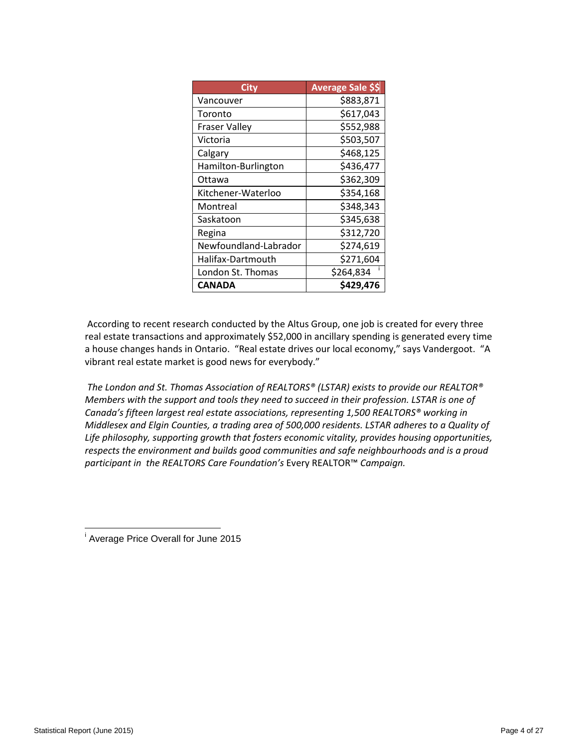| City | Average Sale $$ |
| --- | --- |
| Vancouver | $883,871 |
| Toronto | $617,043 |
| Fraser Valley | $552,988 |
| Victoria | $503,507 |
| Calgary | $468,125 |
| Hamilton-Burlington | $436,477 |
| Ottawa | $362,309 |
| Kitchener-Waterloo | $354,168 |
| Montreal | $348,343 |
| Saskatoon | $345,638 |
| Regina | $312,720 |
| Newfoundland-Labrador | $274,619 |
| Halifax-Dartmouth | $271,604 |
| London St. Thomas | $264,834 [i] |
| **CANADA** | **$429,476** |

According to recent research conducted by the Altus Group, one job is created for every three real estate transactions and approximately $52,000 in ancillary spending is generated every time a house changes hands in Ontario. "Real estate drives our local economy," says Vandergoot. "A vibrant real estate market is good news for everybody."

*The London and St. Thomas Association of REALTORS® (LSTAR) exists to provide our REALTOR® Members with the support and tools they need to succeed in their profession. LSTAR is one of Canada's fifteen largest real estate associations, representing 1,500 REALTORS® working in Middlesex and Elgin Counties, a trading area of 500,000 residents. LSTAR adheres to a Quality of Life philosophy, supporting growth that fosters economic vitality, provides housing opportunities, respects the environment and builds good communities and safe neighbourhoods and is a proud participant in the REALTORS Care Foundation's* Every REALTOR™ *Campaign.*

---

[i] Average Price Overall for June 2015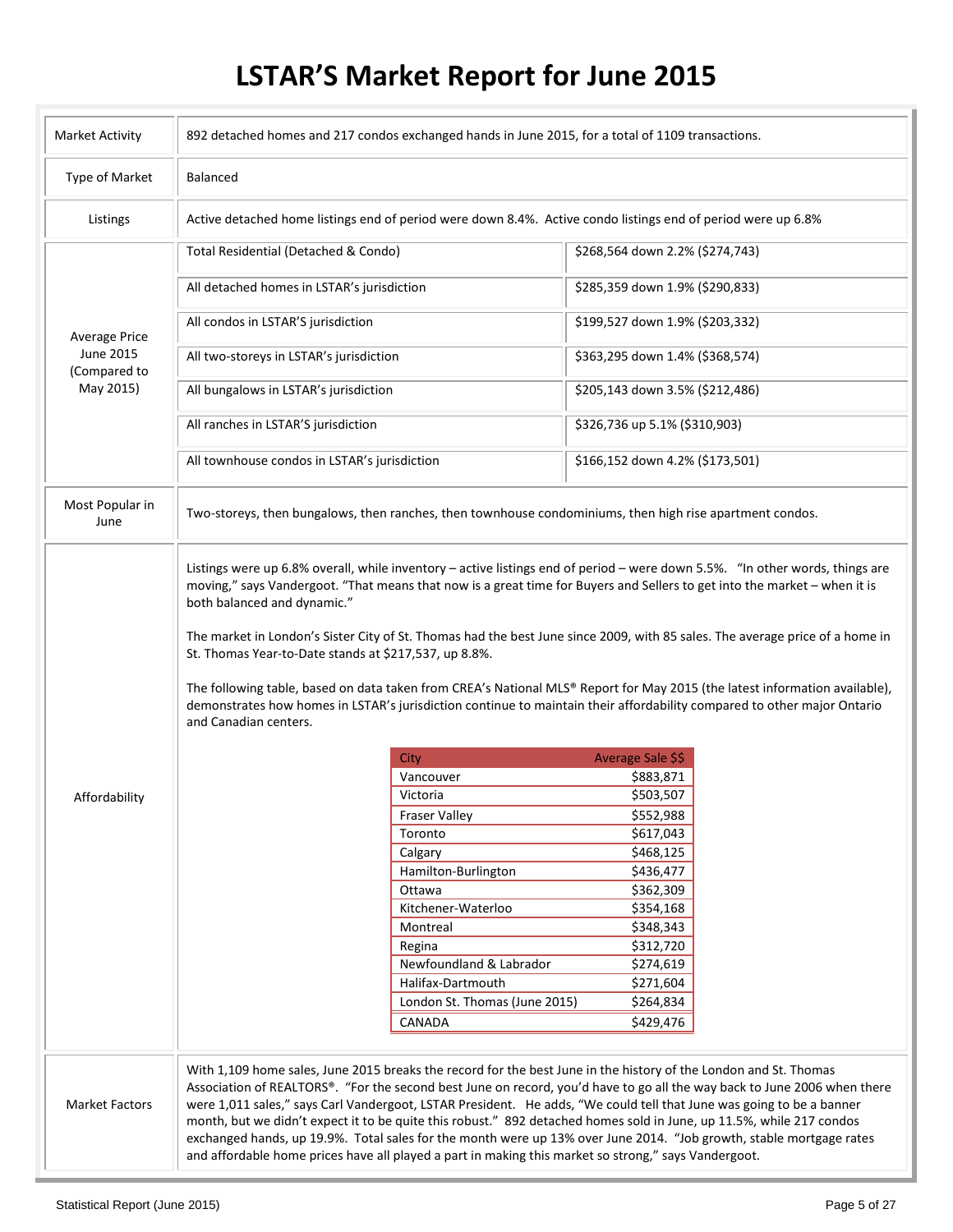# LSTAR'S Market Report for June 2015

| | | |
|---|---|---|
| Market Activity | 892 detached homes and 217 condos exchanged hands in June 2015, for a total of 1109 transactions. | |
| Type of Market | Balanced | |
| Listings | Active detached home listings end of period were down 8.4%. Active condo listings end of period were up 6.8% | |
| Average Price June 2015 (Compared to May 2015) | Total Residential (Detached & Condo) | $268,564 down 2.2% ($274,743) |
| | All detached homes in LSTAR's jurisdiction | $285,359 down 1.9% ($290,833) |
| | All condos in LSTAR'S jurisdiction | $199,527 down 1.9% ($203,332) |
| | All two-storeys in LSTAR's jurisdiction | $363,295 down 1.4% ($368,574) |
| | All bungalows in LSTAR's jurisdiction | $205,143 down 3.5% ($212,486) |
| | All ranches in LSTAR'S jurisdiction | $326,736 up 5.1% ($310,903) |
| | All townhouse condos in LSTAR's jurisdiction | $166,152 down 4.2% ($173,501) |
| Most Popular in June | Two-storeys, then bungalows, then ranches, then townhouse condominiums, then high rise apartment condos. | |

**Affordability**

Listings were up 6.8% overall, while inventory – active listings end of period – were down 5.5%. "In other words, things are moving," says Vandergoot. "That means that now is a great time for Buyers and Sellers to get into the market – when it is both balanced and dynamic."

The market in London's Sister City of St. Thomas had the best June since 2009, with 85 sales. The average price of a home in St. Thomas Year-to-Date stands at $217,537, up 8.8%.

The following table, based on data taken from CREA's National MLS® Report for May 2015 (the latest information available), demonstrates how homes in LSTAR's jurisdiction continue to maintain their affordability compared to other major Ontario and Canadian centers.

| City | Average Sale $$ |
|---|---|
| Vancouver | $883,871 |
| Victoria | $503,507 |
| Fraser Valley | $552,988 |
| Toronto | $617,043 |
| Calgary | $468,125 |
| Hamilton-Burlington | $436,477 |
| Ottawa | $362,309 |
| Kitchener-Waterloo | $354,168 |
| Montreal | $348,343 |
| Regina | $312,720 |
| Newfoundland & Labrador | $274,619 |
| Halifax-Dartmouth | $271,604 |
| London St. Thomas (June 2015) | $264,834 |
| CANADA | $429,476 |

**Market Factors**

With 1,109 home sales, June 2015 breaks the record for the best June in the history of the London and St. Thomas Association of REALTORS®. "For the second best June on record, you'd have to go all the way back to June 2006 when there were 1,011 sales," says Carl Vandergoot, LSTAR President. He adds, "We could tell that June was going to be a banner month, but we didn't expect it to be quite this robust." 892 detached homes sold in June, up 11.5%, while 217 condos exchanged hands, up 19.9%. Total sales for the month were up 13% over June 2014. "Job growth, stable mortgage rates and affordable home prices have all played a part in making this market so strong," says Vandergoot.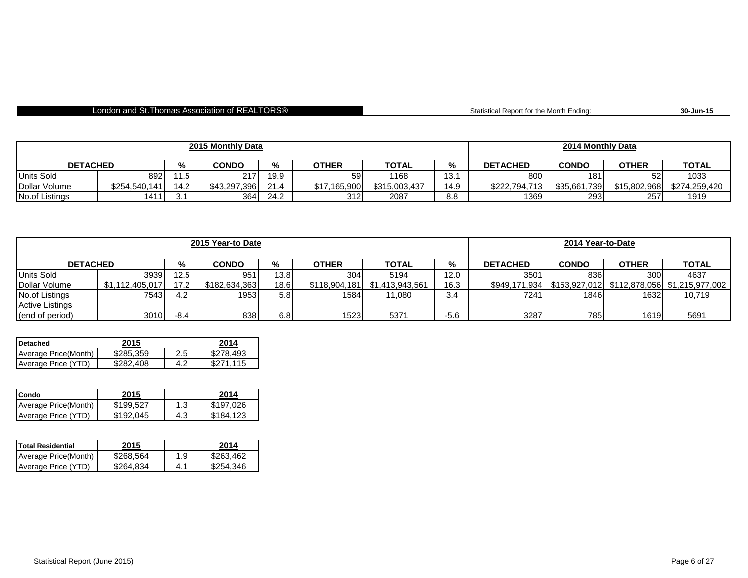London and St.Thomas Association of REALTORS® — Statistical Report for the Month Ending: **30-Jun-15**

| 2015 Monthly Data | | | | | | | | 2014 Monthly Data | | | |
|---|---|---|---|---|---|---|---|---|---|---|---|
| **DETACHED** | | **%** | **CONDO** | **%** | **OTHER** | **TOTAL** | **%** | **DETACHED** | **CONDO** | **OTHER** | **TOTAL** |
| Units Sold | 892 | 11.5 | 217 | 19.9 | 59 | 1168 | 13.1 | 800 | 181 | 52 | 1033 |
| Dollar Volume | $254,540,141 | 14.2 | $43,297,396 | 21.4 | $17,165,900 | $315,003,437 | 14.9 | $222,794,713 | $35,661,739 | $15,802,968 | $274,259,420 |
| No.of Listings | 1411 | 3.1 | 364 | 24.2 | 312 | 2087 | 8.8 | 1369 | 293 | 257 | 1919 |

| 2015 Year-to Date | | | | | | | | 2014 Year-to-Date | | | |
|---|---|---|---|---|---|---|---|---|---|---|---|
| **DETACHED** | | **%** | **CONDO** | **%** | **OTHER** | **TOTAL** | **%** | **DETACHED** | **CONDO** | **OTHER** | **TOTAL** |
| Units Sold | 3939 | 12.5 | 951 | 13.8 | 304 | 5194 | 12.0 | 3501 | 836 | 300 | 4637 |
| Dollar Volume | $1,112,405,017 | 17.2 | $182,634,363 | 18.6 | $118,904,181 | $1,413,943,561 | 16.3 | $949,171,934 | $153,927,012 | $112,878,056 | $1,215,977,002 |
| No.of Listings | 7543 | 4.2 | 1953 | 5.8 | 1584 | 11,080 | 3.4 | 7241 | 1846 | 1632 | 10,719 |
| Active Listings (end of period) | 3010 | -8.4 | 838 | 6.8 | 1523 | 5371 | -5.6 | 3287 | 785 | 1619 | 5691 |

| Detached | 2015 | | 2014 |
|---|---|---|---|
| Average Price(Month) | $285,359 | 2.5 | $278,493 |
| Average Price (YTD) | $282,408 | 4.2 | $271,115 |

| Condo | 2015 | | 2014 |
|---|---|---|---|
| Average Price(Month) | $199,527 | 1.3 | $197,026 |
| Average Price (YTD) | $192,045 | 4.3 | $184,123 |

| Total Residential | 2015 | | 2014 |
|---|---|---|---|
| Average Price(Month) | $268,564 | 1.9 | $263,462 |
| Average Price (YTD) | $264,834 | 4.1 | $254,346 |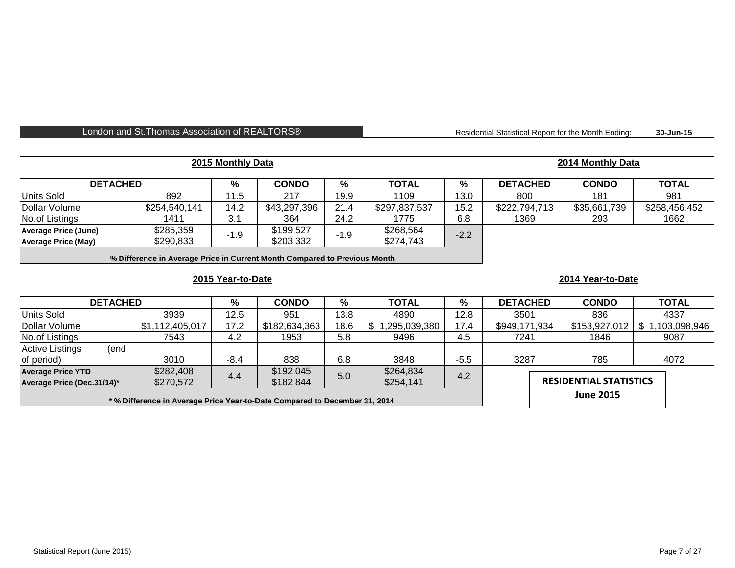London and St.Thomas Association of REALTORS®

Residential Statistical Report for the Month Ending: **30-Jun-15**

| 2015 Monthly Data | | | | | | | | 2014 Monthly Data | | |
|---|---|---|---|---|---|---|---|---|---|---|
| **DETACHED** | | **%** | **CONDO** | **%** | **TOTAL** | **%** | | **DETACHED** | **CONDO** | **TOTAL** |
| Units Sold | 892 | 11.5 | 217 | 19.9 | 1109 | 13.0 | | 800 | 181 | 981 |
| Dollar Volume | $254,540,141 | 14.2 | $43,297,396 | 21.4 | $297,837,537 | 15.2 | | $222,794,713 | $35,661,739 | $258,456,452 |
| No.of Listings | 1411 | 3.1 | 364 | 24.2 | 1775 | 6.8 | | 1369 | 293 | 1662 |
| **Average Price (June)** | $285,359 | -1.9 | $199,527 | -1.9 | $268,564 | -2.2 | | | | |
| **Average Price (May)** | $290,833 | | $203,332 | | $274,743 | | | | | |

**% Difference in Average Price in Current Month Compared to Previous Month**

| 2015 Year-to-Date | | | | | | | | 2014 Year-to-Date | | |
|---|---|---|---|---|---|---|---|---|---|---|
| **DETACHED** | | **%** | **CONDO** | **%** | **TOTAL** | **%** | | **DETACHED** | **CONDO** | **TOTAL** |
| Units Sold | 3939 | 12.5 | 951 | 13.8 | 4890 | 12.8 | | 3501 | 836 | 4337 |
| Dollar Volume | $1,112,405,017 | 17.2 | $182,634,363 | 18.6 | $ 1,295,039,380 | 17.4 | | $949,171,934 | $153,927,012 | $ 1,103,098,946 |
| No.of Listings | 7543 | 4.2 | 1953 | 5.8 | 9496 | 4.5 | | 7241 | 1846 | 9087 |
| Active Listings (end of period) | 3010 | -8.4 | 838 | 6.8 | 3848 | -5.5 | | 3287 | 785 | 4072 |
| **Average Price YTD** | $282,408 | 4.4 | $192,045 | 5.0 | $264,834 | 4.2 | | | | |
| **Average Price (Dec.31/14)*** | $270,572 | | $182,844 | | $254,141 | | | | | |

**\* % Difference in Average Price Year-to-Date Compared to December 31, 2014**

**RESIDENTIAL STATISTICS**
**June 2015**

Statistical Report (June 2015)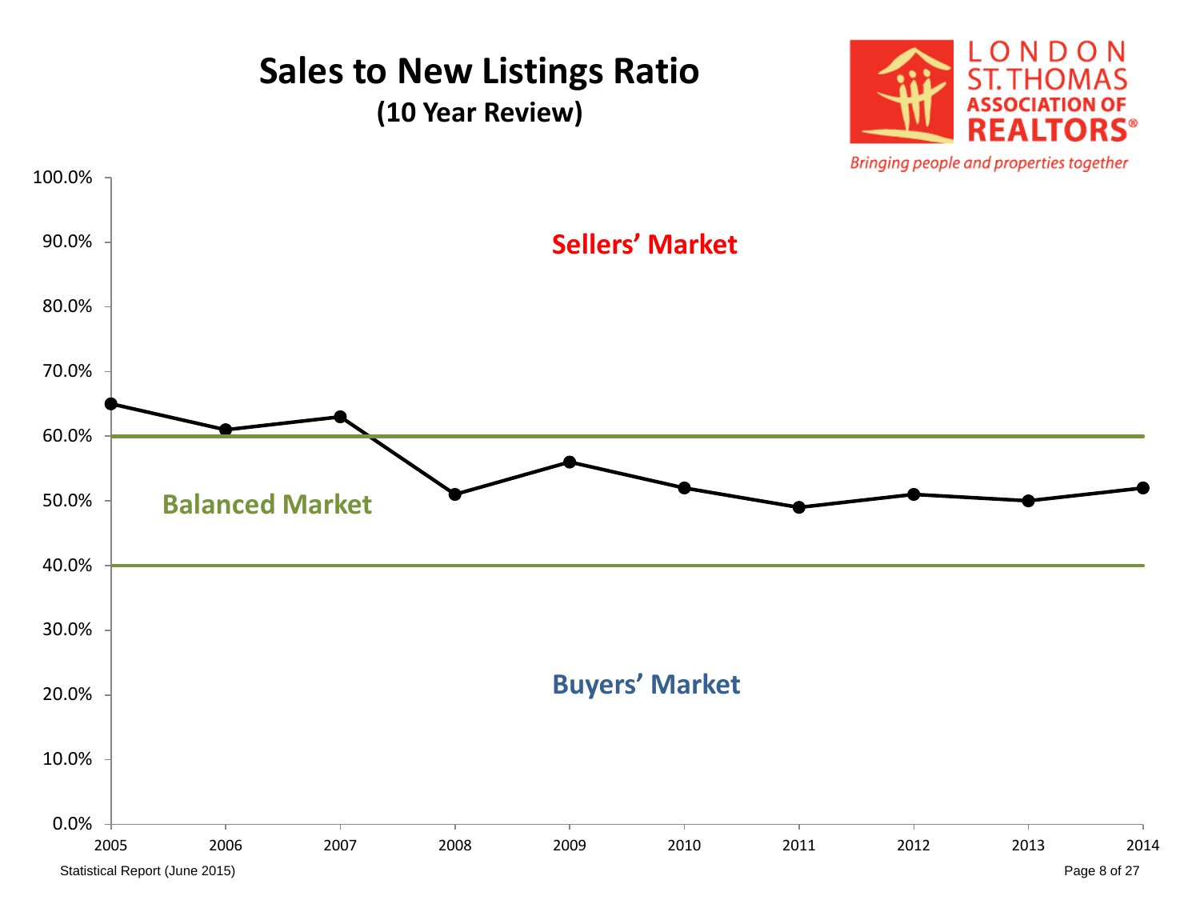# Sales to New Listings Ratio
**(10 Year Review)**

LONDON ST. THOMAS ASSOCIATION OF REALTORS®
*Bringing people and properties together*

Sellers' Market

Balanced Market

Buyers' Market

| Year | Ratio |
|---|---|
| 2005 | 65% |
| 2006 | 61% |
| 2007 | 63% |
| 2008 | 51% |
| 2009 | 56% |
| 2010 | 52% |
| 2011 | 49% |
| 2012 | 51% |
| 2013 | 50% |
| 2014 | 52% |

Statistical Report (June 2015)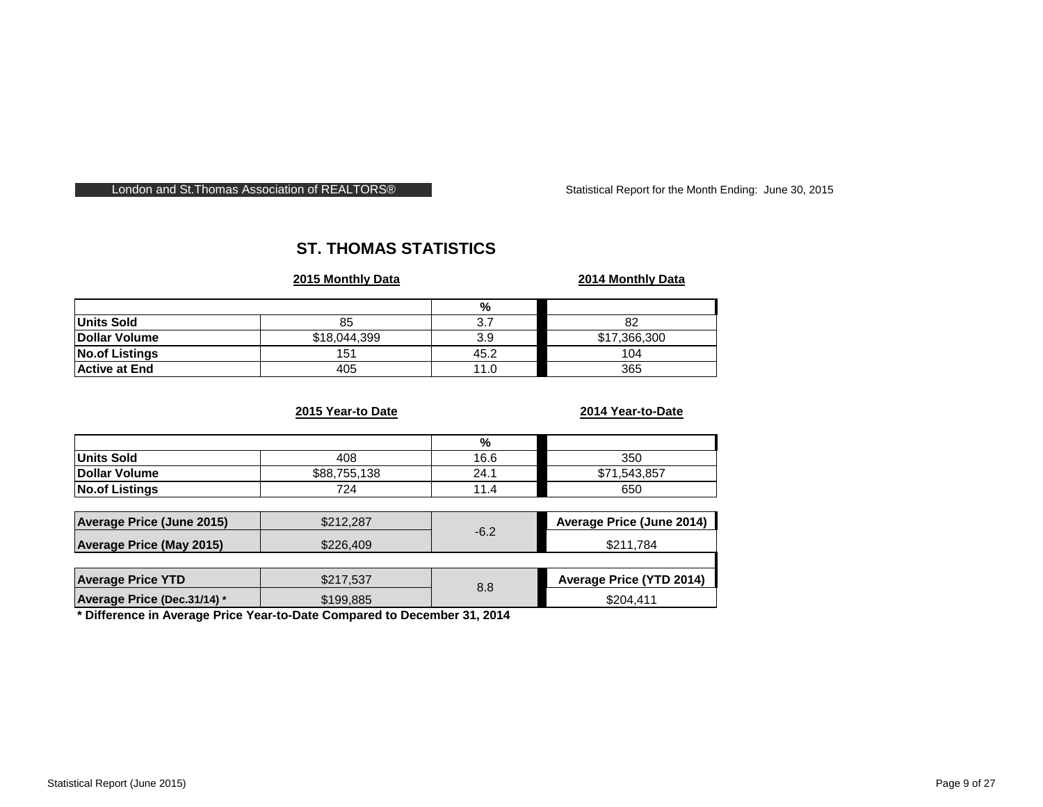London and St.Thomas Association of REALTORS®

Statistical Report for the Month Ending: June 30, 2015

## ST. THOMAS STATISTICS

| | **2015 Monthly Data** | % | **2014 Monthly Data** |
|---|---|---|---|
| **Units Sold** | 85 | 3.7 | 82 |
| **Dollar Volume** | $18,044,399 | 3.9 | $17,366,300 |
| **No.of Listings** | 151 | 45.2 | 104 |
| **Active at End** | 405 | 11.0 | 365 |

| | **2015 Year-to Date** | % | **2014 Year-to-Date** |
|---|---|---|---|
| **Units Sold** | 408 | 16.6 | 350 |
| **Dollar Volume** | $88,755,138 | 24.1 | $71,543,857 |
| **No.of Listings** | 724 | 11.4 | 650 |

| | | % | |
|---|---|---|---|
| **Average Price (June 2015)** | $212,287 | -6.2 | **Average Price (June 2014)** |
| **Average Price (May 2015)** | $226,409 | | $211,784 |

| | | % | |
|---|---|---|---|
| **Average Price YTD** | $217,537 | 8.8 | **Average Price (YTD 2014)** |
| **Average Price (Dec.31/14) *** | $199,885 | | $204,411 |

**\* Difference in Average Price Year-to-Date Compared to December 31, 2014**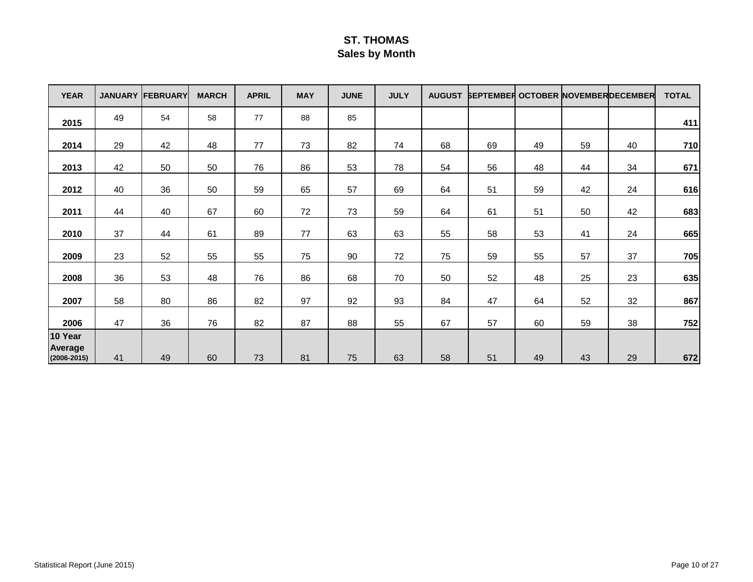# ST. THOMAS
## Sales by Month

| YEAR | JANUARY | FEBRUARY | MARCH | APRIL | MAY | JUNE | JULY | AUGUST | SEPTEMBER | OCTOBER | NOVEMBER | DECEMBER | TOTAL |
|---|---|---|---|---|---|---|---|---|---|---|---|---|---|
| **2015** | 49 | 54 | 58 | 77 | 88 | 85 | | | | | | | **411** |
| **2014** | 29 | 42 | 48 | 77 | 73 | 82 | 74 | 68 | 69 | 49 | 59 | 40 | **710** |
| **2013** | 42 | 50 | 50 | 76 | 86 | 53 | 78 | 54 | 56 | 48 | 44 | 34 | **671** |
| **2012** | 40 | 36 | 50 | 59 | 65 | 57 | 69 | 64 | 51 | 59 | 42 | 24 | **616** |
| **2011** | 44 | 40 | 67 | 60 | 72 | 73 | 59 | 64 | 61 | 51 | 50 | 42 | **683** |
| **2010** | 37 | 44 | 61 | 89 | 77 | 63 | 63 | 55 | 58 | 53 | 41 | 24 | **665** |
| **2009** | 23 | 52 | 55 | 55 | 75 | 90 | 72 | 75 | 59 | 55 | 57 | 37 | **705** |
| **2008** | 36 | 53 | 48 | 76 | 86 | 68 | 70 | 50 | 52 | 48 | 25 | 23 | **635** |
| **2007** | 58 | 80 | 86 | 82 | 97 | 92 | 93 | 84 | 47 | 64 | 52 | 32 | **867** |
| **2006** | 47 | 36 | 76 | 82 | 87 | 88 | 55 | 67 | 57 | 60 | 59 | 38 | **752** |
| **10 Year Average (2006-2015)** | 41 | 49 | 60 | 73 | 81 | 75 | 63 | 58 | 51 | 49 | 43 | 29 | **672** |

Statistical Report (June 2015)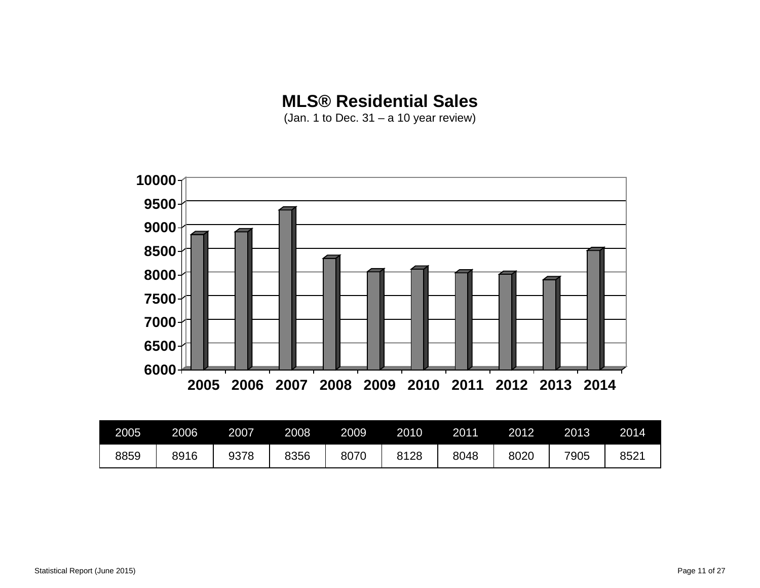## MLS® Residential Sales

(Jan. 1 to Dec. 31 – a 10 year review)

| 2005 | 2006 | 2007 | 2008 | 2009 | 2010 | 2011 | 2012 | 2013 | 2014 |
|---|---|---|---|---|---|---|---|---|---|
| 8859 | 8916 | 9378 | 8356 | 8070 | 8128 | 8048 | 8020 | 7905 | 8521 |

Statistical Report (June 2015)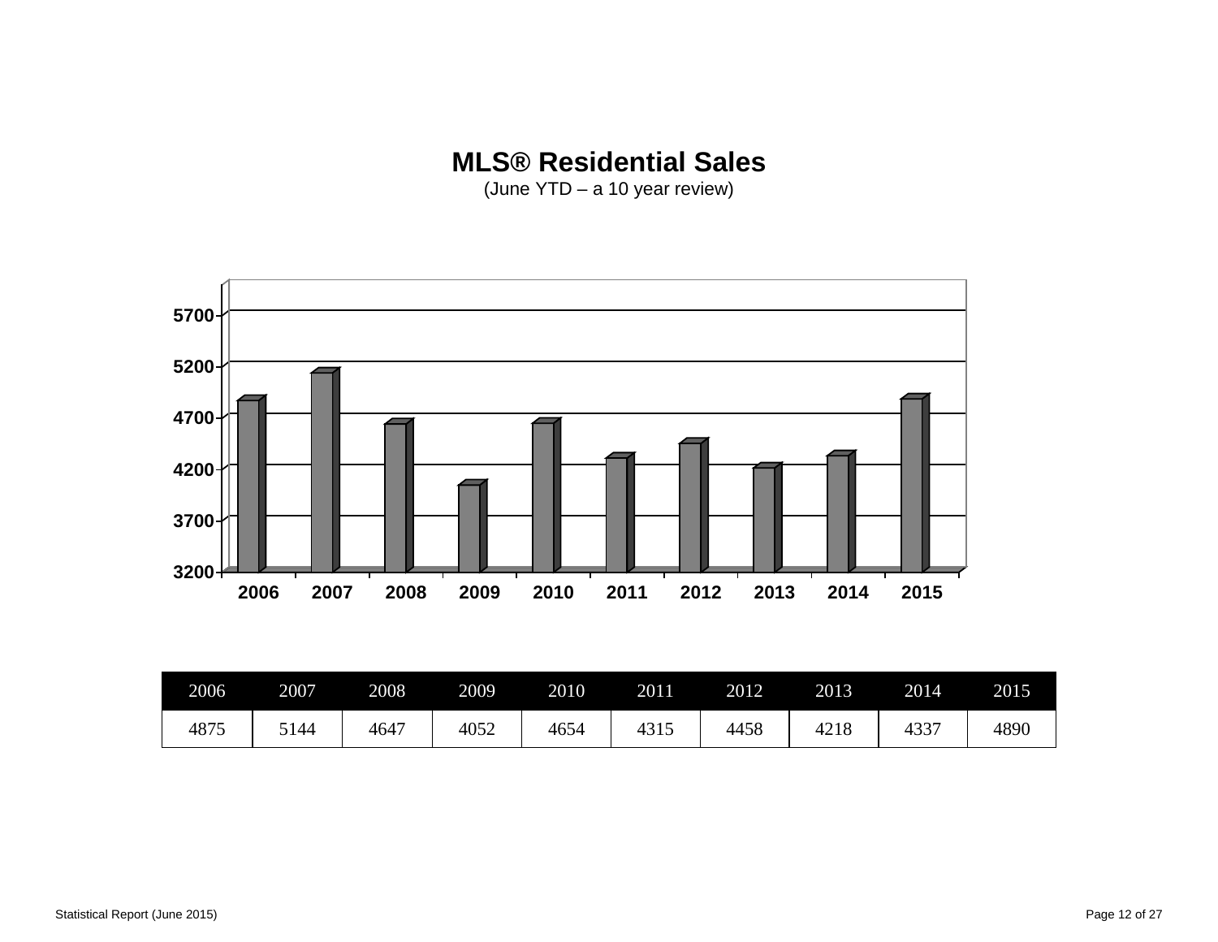# MLS® Residential Sales

(June YTD – a 10 year review)

| 2006 | 2007 | 2008 | 2009 | 2010 | 2011 | 2012 | 2013 | 2014 | 2015 |
|---|---|---|---|---|---|---|---|---|---|
| 4875 | 5144 | 4647 | 4052 | 4654 | 4315 | 4458 | 4218 | 4337 | 4890 |

Statistical Report (June 2015)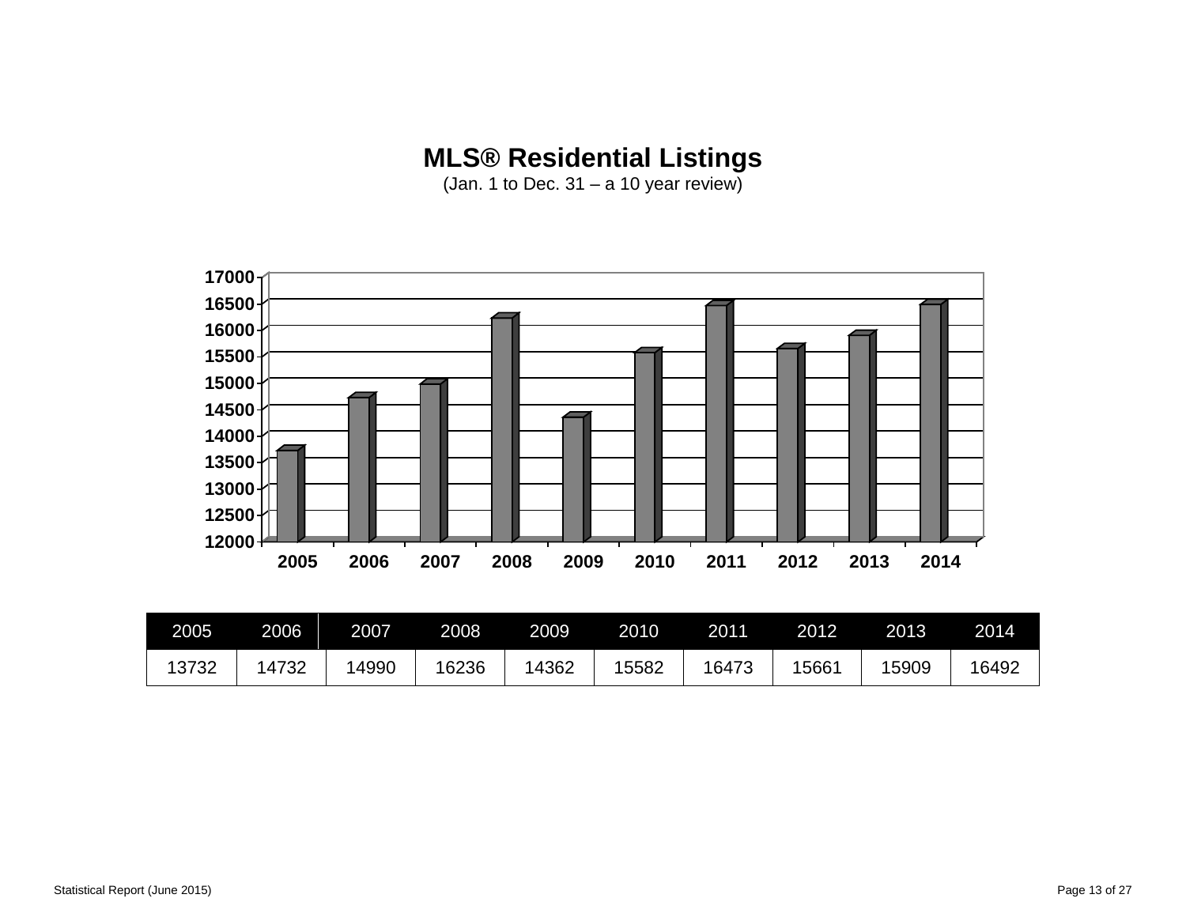# MLS® Residential Listings

(Jan. 1 to Dec. 31 – a 10 year review)

| 2005 | 2006 | 2007 | 2008 | 2009 | 2010 | 2011 | 2012 | 2013 | 2014 |
|---|---|---|---|---|---|---|---|---|---|
| 13732 | 14732 | 14990 | 16236 | 14362 | 15582 | 16473 | 15661 | 15909 | 16492 |

Statistical Report (June 2015)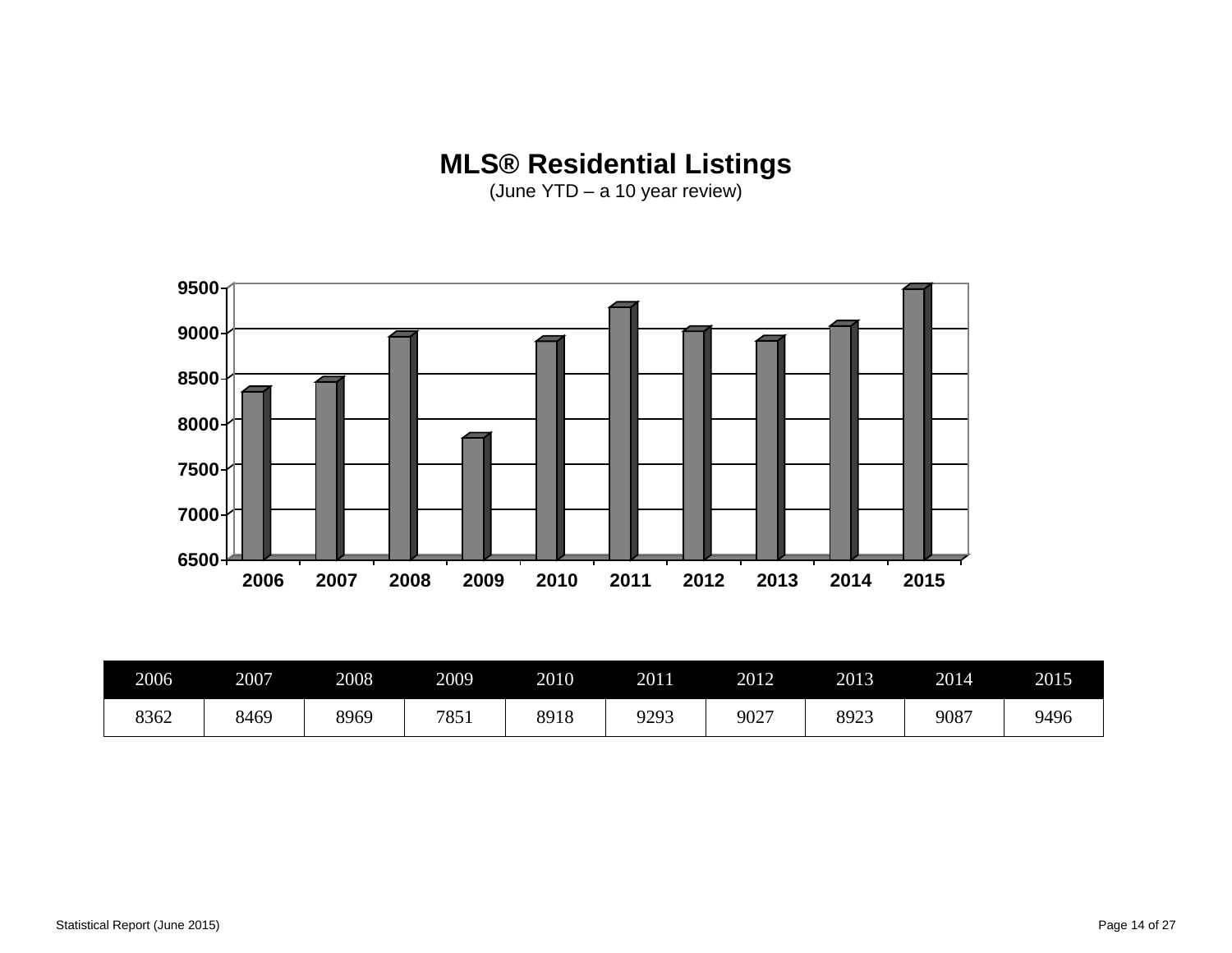## MLS® Residential Listings

(June YTD – a 10 year review)

| 2006 | 2007 | 2008 | 2009 | 2010 | 2011 | 2012 | 2013 | 2014 | 2015 |
|---|---|---|---|---|---|---|---|---|---|
| 8362 | 8469 | 8969 | 7851 | 8918 | 9293 | 9027 | 8923 | 9087 | 9496 |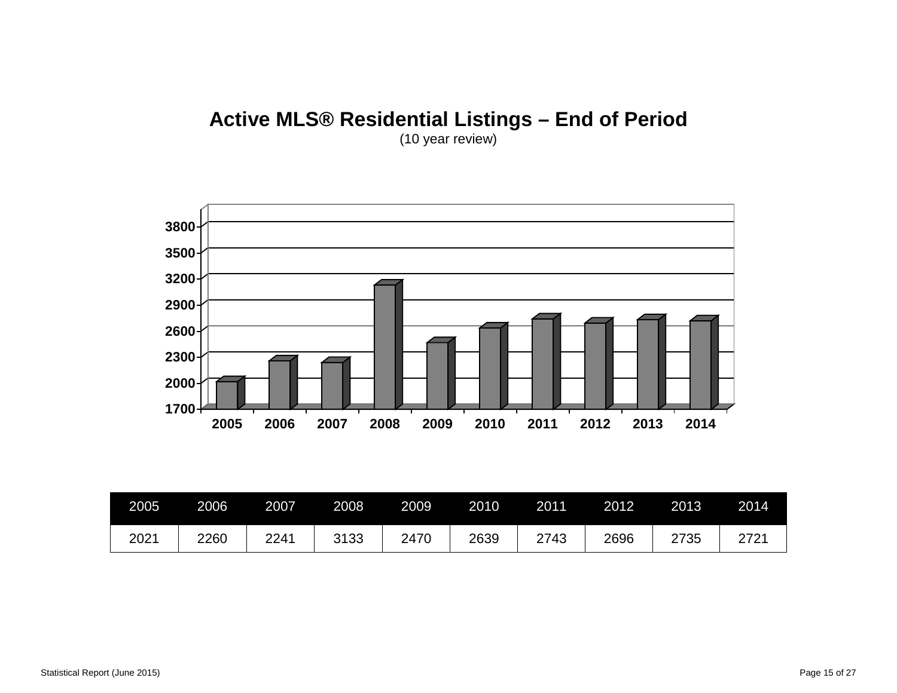# Active MLS® Residential Listings – End of Period

(10 year review)

| 2005 | 2006 | 2007 | 2008 | 2009 | 2010 | 2011 | 2012 | 2013 | 2014 |
|---|---|---|---|---|---|---|---|---|---|
| 2021 | 2260 | 2241 | 3133 | 2470 | 2639 | 2743 | 2696 | 2735 | 2721 |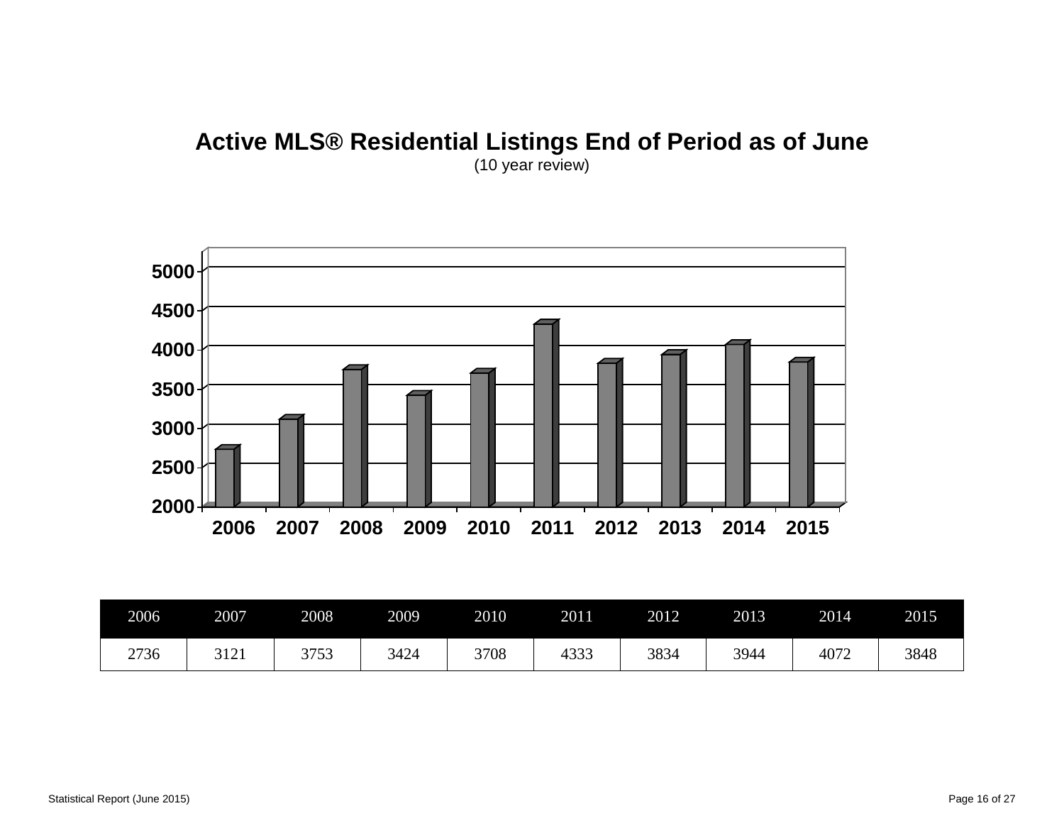## Active MLS® Residential Listings End of Period as of June

(10 year review)

| 2006 | 2007 | 2008 | 2009 | 2010 | 2011 | 2012 | 2013 | 2014 | 2015 |
|---|---|---|---|---|---|---|---|---|---|
| 2736 | 3121 | 3753 | 3424 | 3708 | 4333 | 3834 | 3944 | 4072 | 3848 |

Statistical Report (June 2015)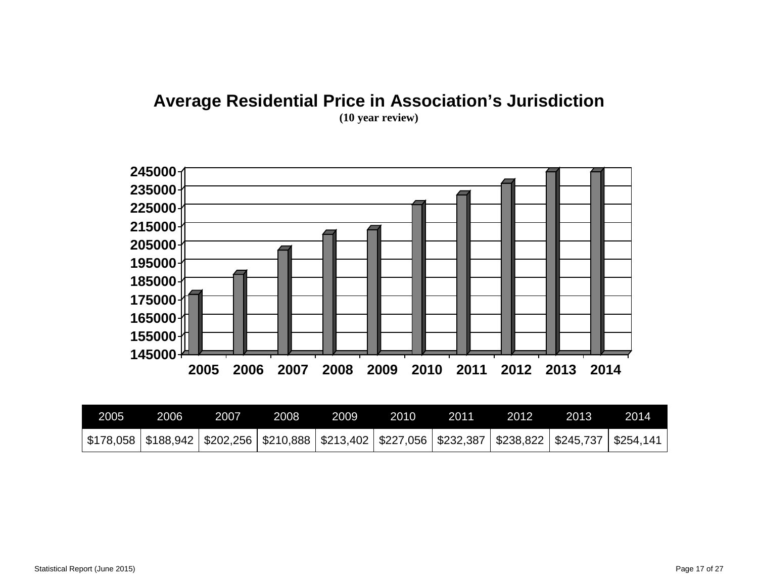## Average Residential Price in Association's Jurisdiction

**(10 year review)**

| 2005 | 2006 | 2007 | 2008 | 2009 | 2010 | 2011 | 2012 | 2013 | 2014 |
|---|---|---|---|---|---|---|---|---|---|
| $178,058 | $188,942 | $202,256 | $210,888 | $213,402 | $227,056 | $232,387 | $238,822 | $245,737 | $254,141 |

Statistical Report (June 2015)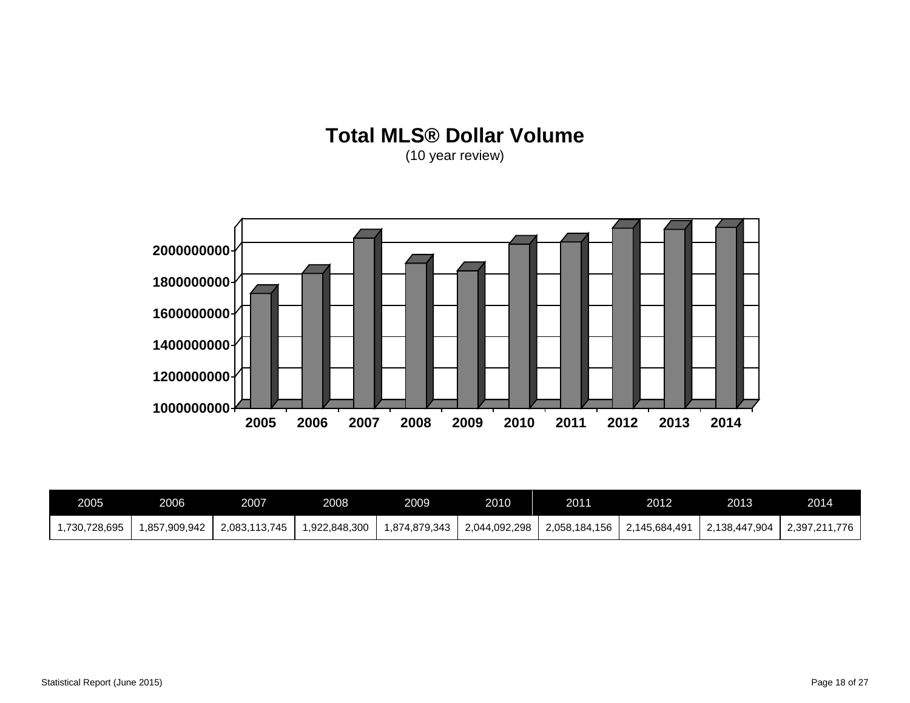# Total MLS® Dollar Volume

(10 year review)

| 2005 | 2006 | 2007 | 2008 | 2009 | 2010 | 2011 | 2012 | 2013 | 2014 |
|---|---|---|---|---|---|---|---|---|---|
| 1,730,728,695 | 1,857,909,942 | 2,083,113,745 | 1,922,848,300 | 1,874,879,343 | 2,044,092,298 | 2,058,184,156 | 2,145,684,491 | 2,138,447,904 | 2,397,211,776 |

Statistical Report (June 2015)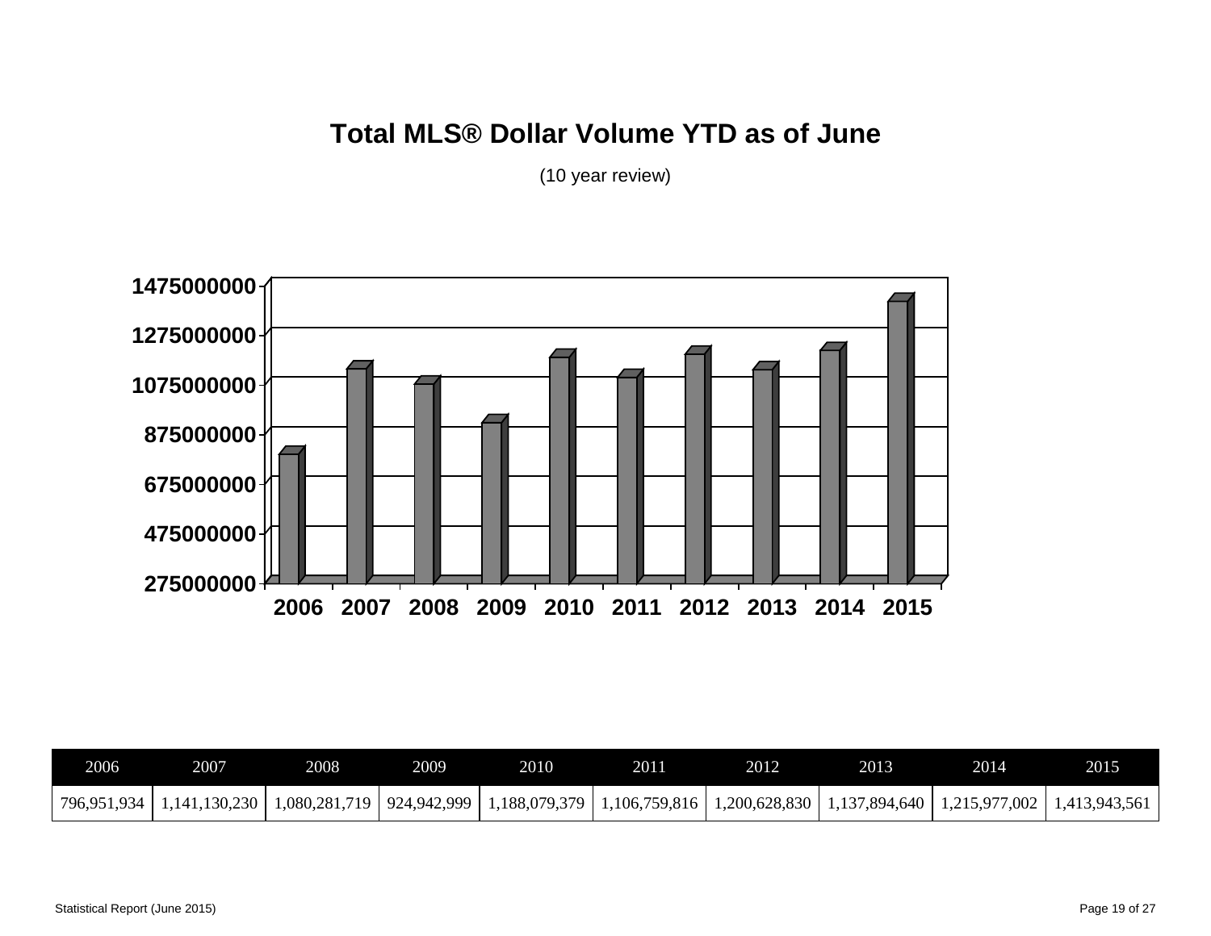# Total MLS® Dollar Volume YTD as of June

(10 year review)

| 2006 | 2007 | 2008 | 2009 | 2010 | 2011 | 2012 | 2013 | 2014 | 2015 |
|---|---|---|---|---|---|---|---|---|---|
| 796,951,934 | 1,141,130,230 | 1,080,281,719 | 924,942,999 | 1,188,079,379 | 1,106,759,816 | 1,200,628,830 | 1,137,894,640 | 1,215,977,002 | 1,413,943,561 |

Statistical Report (June 2015)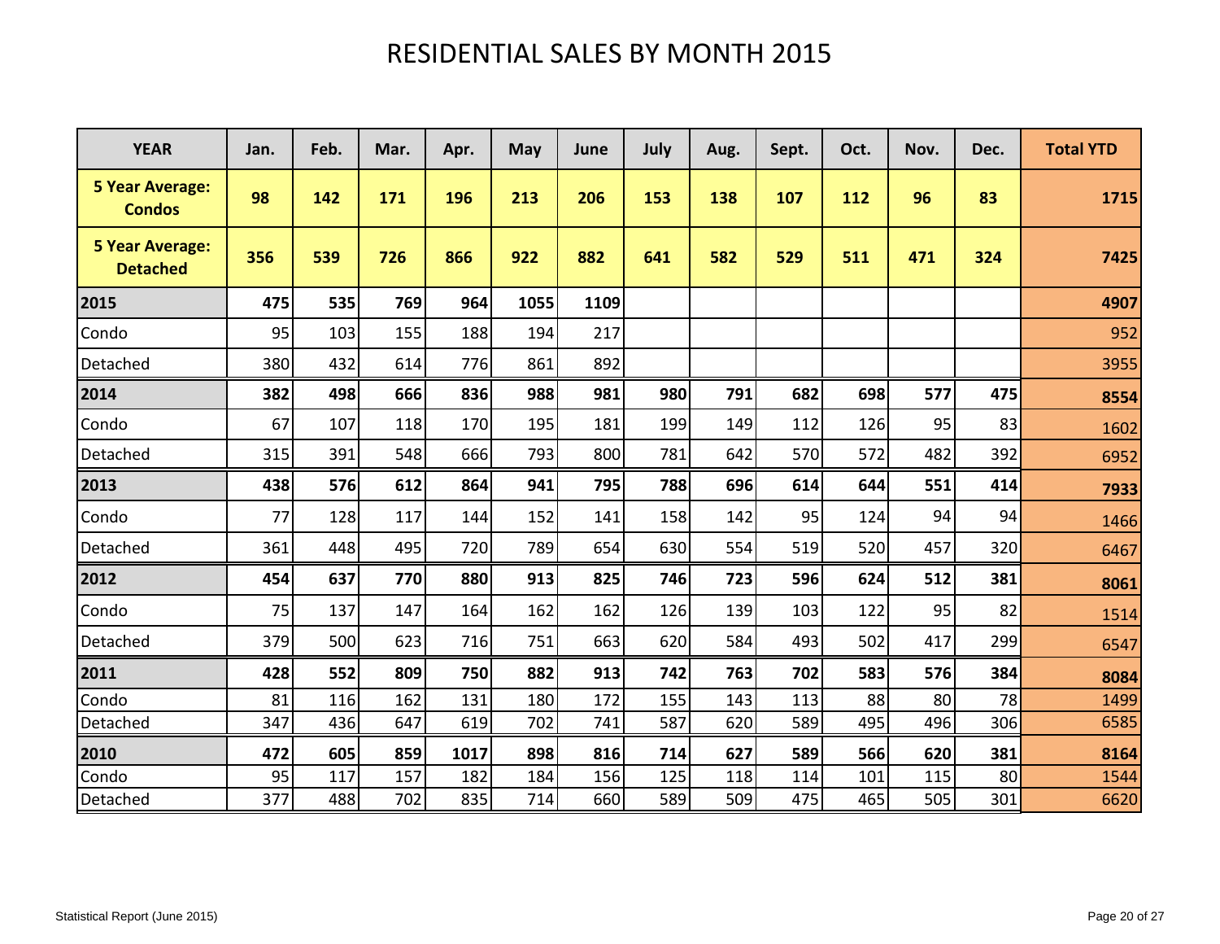# RESIDENTIAL SALES BY MONTH 2015

| YEAR | Jan. | Feb. | Mar. | Apr. | May | June | July | Aug. | Sept. | Oct. | Nov. | Dec. | Total YTD |
|---|---|---|---|---|---|---|---|---|---|---|---|---|---|
| **5 Year Average: Condos** | **98** | **142** | **171** | **196** | **213** | **206** | **153** | **138** | **107** | **112** | **96** | **83** | **1715** |
| **5 Year Average: Detached** | **356** | **539** | **726** | **866** | **922** | **882** | **641** | **582** | **529** | **511** | **471** | **324** | **7425** |
| **2015** | **475** | **535** | **769** | **964** | **1055** | **1109** | | | | | | | **4907** |
| Condo | 95 | 103 | 155 | 188 | 194 | 217 | | | | | | | 952 |
| Detached | 380 | 432 | 614 | 776 | 861 | 892 | | | | | | | 3955 |
| **2014** | **382** | **498** | **666** | **836** | **988** | **981** | **980** | **791** | **682** | **698** | **577** | **475** | **8554** |
| Condo | 67 | 107 | 118 | 170 | 195 | 181 | 199 | 149 | 112 | 126 | 95 | 83 | 1602 |
| Detached | 315 | 391 | 548 | 666 | 793 | 800 | 781 | 642 | 570 | 572 | 482 | 392 | 6952 |
| **2013** | **438** | **576** | **612** | **864** | **941** | **795** | **788** | **696** | **614** | **644** | **551** | **414** | **7933** |
| Condo | 77 | 128 | 117 | 144 | 152 | 141 | 158 | 142 | 95 | 124 | 94 | 94 | 1466 |
| Detached | 361 | 448 | 495 | 720 | 789 | 654 | 630 | 554 | 519 | 520 | 457 | 320 | 6467 |
| **2012** | **454** | **637** | **770** | **880** | **913** | **825** | **746** | **723** | **596** | **624** | **512** | **381** | **8061** |
| Condo | 75 | 137 | 147 | 164 | 162 | 162 | 126 | 139 | 103 | 122 | 95 | 82 | 1514 |
| Detached | 379 | 500 | 623 | 716 | 751 | 663 | 620 | 584 | 493 | 502 | 417 | 299 | 6547 |
| **2011** | **428** | **552** | **809** | **750** | **882** | **913** | **742** | **763** | **702** | **583** | **576** | **384** | **8084** |
| Condo | 81 | 116 | 162 | 131 | 180 | 172 | 155 | 143 | 113 | 88 | 80 | 78 | 1499 |
| Detached | 347 | 436 | 647 | 619 | 702 | 741 | 587 | 620 | 589 | 495 | 496 | 306 | 6585 |
| **2010** | **472** | **605** | **859** | **1017** | **898** | **816** | **714** | **627** | **589** | **566** | **620** | **381** | **8164** |
| Condo | 95 | 117 | 157 | 182 | 184 | 156 | 125 | 118 | 114 | 101 | 115 | 80 | 1544 |
| Detached | 377 | 488 | 702 | 835 | 714 | 660 | 589 | 509 | 475 | 465 | 505 | 301 | 6620 |

Statistical Report (June 2015)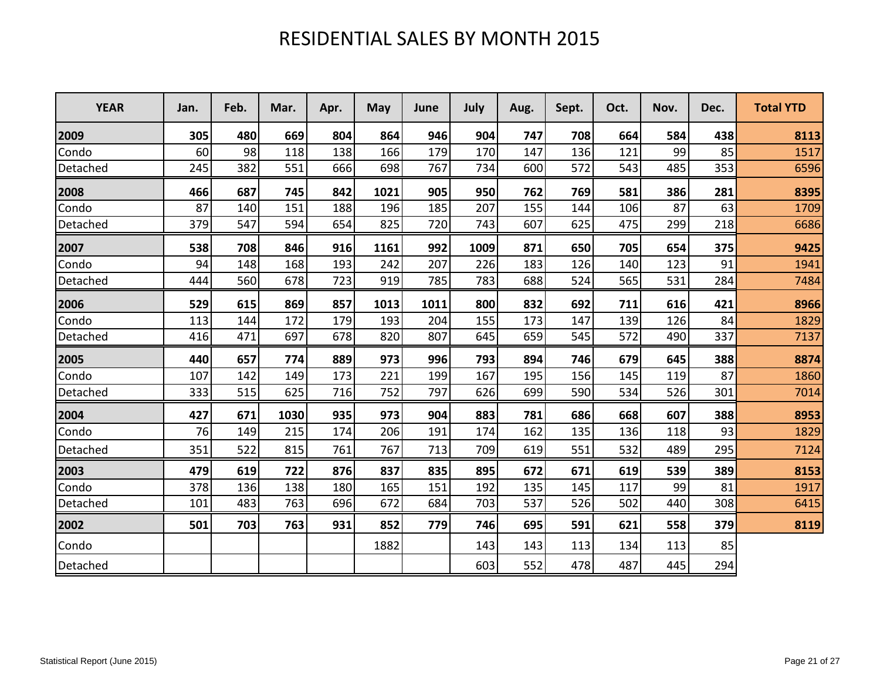# RESIDENTIAL SALES BY MONTH 2015

| YEAR | Jan. | Feb. | Mar. | Apr. | May | June | July | Aug. | Sept. | Oct. | Nov. | Dec. | Total YTD |
|---|---|---|---|---|---|---|---|---|---|---|---|---|---|
| **2009** | **305** | **480** | **669** | **804** | **864** | **946** | **904** | **747** | **708** | **664** | **584** | **438** | **8113** |
| Condo | 60 | 98 | 118 | 138 | 166 | 179 | 170 | 147 | 136 | 121 | 99 | 85 | 1517 |
| Detached | 245 | 382 | 551 | 666 | 698 | 767 | 734 | 600 | 572 | 543 | 485 | 353 | 6596 |
| **2008** | **466** | **687** | **745** | **842** | **1021** | **905** | **950** | **762** | **769** | **581** | **386** | **281** | **8395** |
| Condo | 87 | 140 | 151 | 188 | 196 | 185 | 207 | 155 | 144 | 106 | 87 | 63 | 1709 |
| Detached | 379 | 547 | 594 | 654 | 825 | 720 | 743 | 607 | 625 | 475 | 299 | 218 | 6686 |
| **2007** | **538** | **708** | **846** | **916** | **1161** | **992** | **1009** | **871** | **650** | **705** | **654** | **375** | **9425** |
| Condo | 94 | 148 | 168 | 193 | 242 | 207 | 226 | 183 | 126 | 140 | 123 | 91 | 1941 |
| Detached | 444 | 560 | 678 | 723 | 919 | 785 | 783 | 688 | 524 | 565 | 531 | 284 | 7484 |
| **2006** | **529** | **615** | **869** | **857** | **1013** | **1011** | **800** | **832** | **692** | **711** | **616** | **421** | **8966** |
| Condo | 113 | 144 | 172 | 179 | 193 | 204 | 155 | 173 | 147 | 139 | 126 | 84 | 1829 |
| Detached | 416 | 471 | 697 | 678 | 820 | 807 | 645 | 659 | 545 | 572 | 490 | 337 | 7137 |
| **2005** | **440** | **657** | **774** | **889** | **973** | **996** | **793** | **894** | **746** | **679** | **645** | **388** | **8874** |
| Condo | 107 | 142 | 149 | 173 | 221 | 199 | 167 | 195 | 156 | 145 | 119 | 87 | 1860 |
| Detached | 333 | 515 | 625 | 716 | 752 | 797 | 626 | 699 | 590 | 534 | 526 | 301 | 7014 |
| **2004** | **427** | **671** | **1030** | **935** | **973** | **904** | **883** | **781** | **686** | **668** | **607** | **388** | **8953** |
| Condo | 76 | 149 | 215 | 174 | 206 | 191 | 174 | 162 | 135 | 136 | 118 | 93 | 1829 |
| Detached | 351 | 522 | 815 | 761 | 767 | 713 | 709 | 619 | 551 | 532 | 489 | 295 | 7124 |
| **2003** | **479** | **619** | **722** | **876** | **837** | **835** | **895** | **672** | **671** | **619** | **539** | **389** | **8153** |
| Condo | 378 | 136 | 138 | 180 | 165 | 151 | 192 | 135 | 145 | 117 | 99 | 81 | 1917 |
| Detached | 101 | 483 | 763 | 696 | 672 | 684 | 703 | 537 | 526 | 502 | 440 | 308 | 6415 |
| **2002** | **501** | **703** | **763** | **931** | **852** | **779** | **746** | **695** | **591** | **621** | **558** | **379** | **8119** |
| Condo | | | | | 1882 | | 143 | 143 | 113 | 134 | 113 | 85 | |
| Detached | | | | | | | 603 | 552 | 478 | 487 | 445 | 294 | |

Statistical Report (June 2015)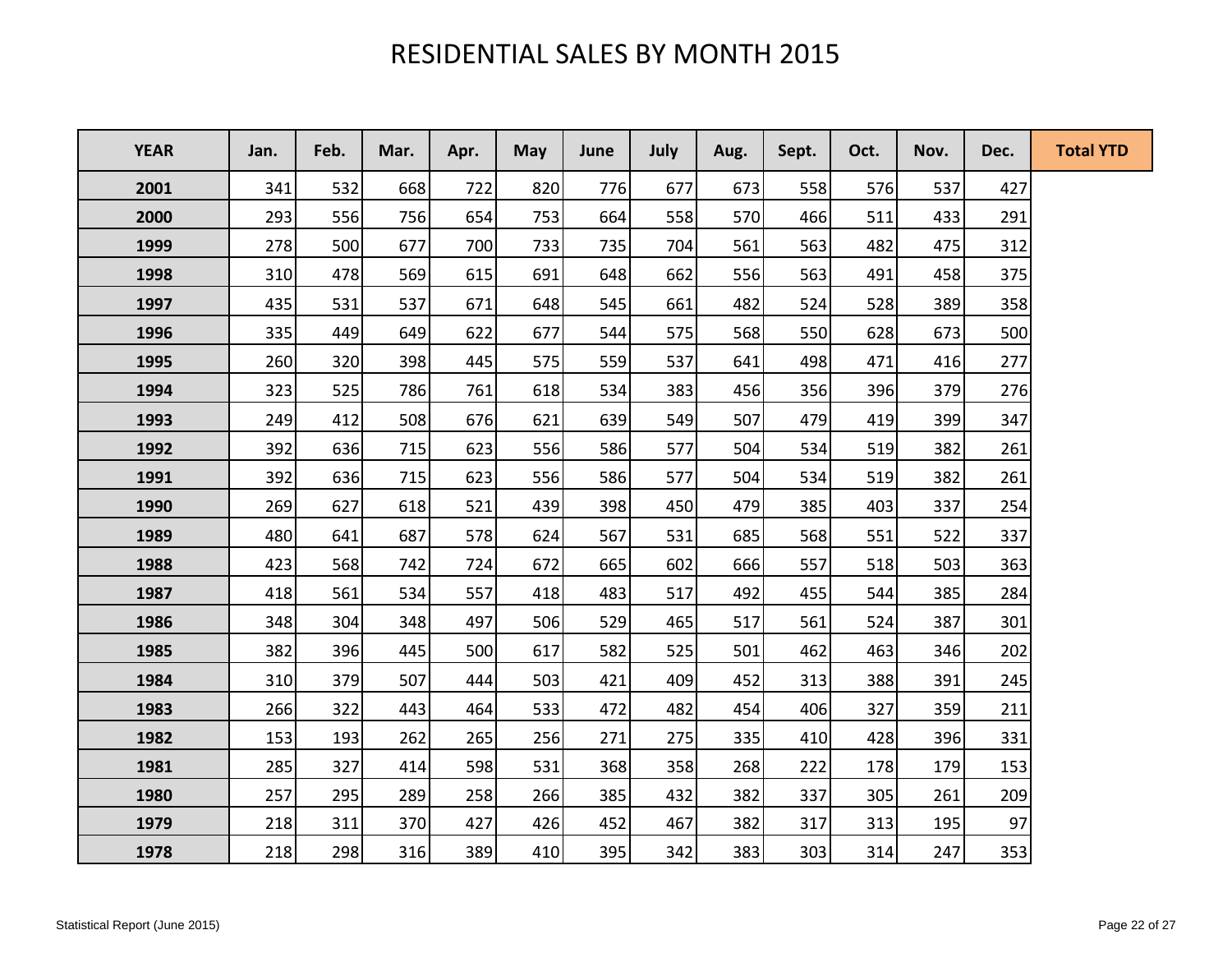# RESIDENTIAL SALES BY MONTH 2015

| YEAR | Jan. | Feb. | Mar. | Apr. | May | June | July | Aug. | Sept. | Oct. | Nov. | Dec. | Total YTD |
|---|---|---|---|---|---|---|---|---|---|---|---|---|---|
| **2001** | 341 | 532 | 668 | 722 | 820 | 776 | 677 | 673 | 558 | 576 | 537 | 427 | |
| **2000** | 293 | 556 | 756 | 654 | 753 | 664 | 558 | 570 | 466 | 511 | 433 | 291 | |
| **1999** | 278 | 500 | 677 | 700 | 733 | 735 | 704 | 561 | 563 | 482 | 475 | 312 | |
| **1998** | 310 | 478 | 569 | 615 | 691 | 648 | 662 | 556 | 563 | 491 | 458 | 375 | |
| **1997** | 435 | 531 | 537 | 671 | 648 | 545 | 661 | 482 | 524 | 528 | 389 | 358 | |
| **1996** | 335 | 449 | 649 | 622 | 677 | 544 | 575 | 568 | 550 | 628 | 673 | 500 | |
| **1995** | 260 | 320 | 398 | 445 | 575 | 559 | 537 | 641 | 498 | 471 | 416 | 277 | |
| **1994** | 323 | 525 | 786 | 761 | 618 | 534 | 383 | 456 | 356 | 396 | 379 | 276 | |
| **1993** | 249 | 412 | 508 | 676 | 621 | 639 | 549 | 507 | 479 | 419 | 399 | 347 | |
| **1992** | 392 | 636 | 715 | 623 | 556 | 586 | 577 | 504 | 534 | 519 | 382 | 261 | |
| **1991** | 392 | 636 | 715 | 623 | 556 | 586 | 577 | 504 | 534 | 519 | 382 | 261 | |
| **1990** | 269 | 627 | 618 | 521 | 439 | 398 | 450 | 479 | 385 | 403 | 337 | 254 | |
| **1989** | 480 | 641 | 687 | 578 | 624 | 567 | 531 | 685 | 568 | 551 | 522 | 337 | |
| **1988** | 423 | 568 | 742 | 724 | 672 | 665 | 602 | 666 | 557 | 518 | 503 | 363 | |
| **1987** | 418 | 561 | 534 | 557 | 418 | 483 | 517 | 492 | 455 | 544 | 385 | 284 | |
| **1986** | 348 | 304 | 348 | 497 | 506 | 529 | 465 | 517 | 561 | 524 | 387 | 301 | |
| **1985** | 382 | 396 | 445 | 500 | 617 | 582 | 525 | 501 | 462 | 463 | 346 | 202 | |
| **1984** | 310 | 379 | 507 | 444 | 503 | 421 | 409 | 452 | 313 | 388 | 391 | 245 | |
| **1983** | 266 | 322 | 443 | 464 | 533 | 472 | 482 | 454 | 406 | 327 | 359 | 211 | |
| **1982** | 153 | 193 | 262 | 265 | 256 | 271 | 275 | 335 | 410 | 428 | 396 | 331 | |
| **1981** | 285 | 327 | 414 | 598 | 531 | 368 | 358 | 268 | 222 | 178 | 179 | 153 | |
| **1980** | 257 | 295 | 289 | 258 | 266 | 385 | 432 | 382 | 337 | 305 | 261 | 209 | |
| **1979** | 218 | 311 | 370 | 427 | 426 | 452 | 467 | 382 | 317 | 313 | 195 | 97 | |
| **1978** | 218 | 298 | 316 | 389 | 410 | 395 | 342 | 383 | 303 | 314 | 247 | 353 | |

Statistical Report (June 2015)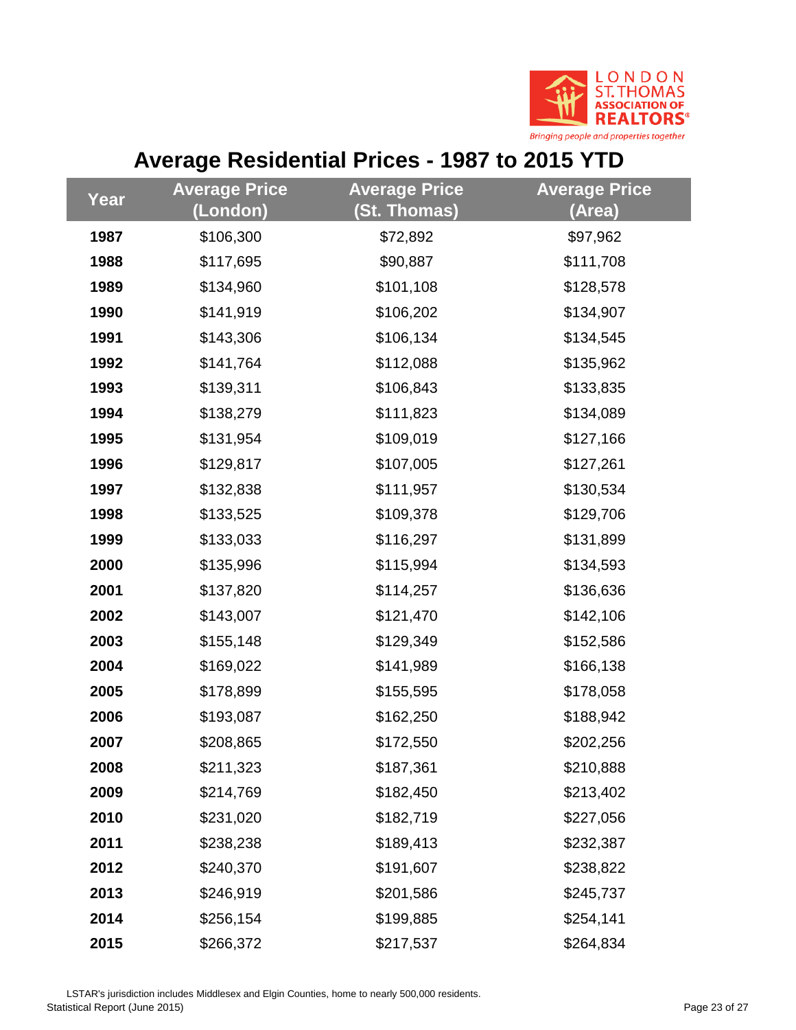# Average Residential Prices - 1987 to 2015 YTD

| Year | Average Price (London) | Average Price (St. Thomas) | Average Price (Area) |
|---|---|---|---|
| **1987** | $106,300 | $72,892 | $97,962 |
| **1988** | $117,695 | $90,887 | $111,708 |
| **1989** | $134,960 | $101,108 | $128,578 |
| **1990** | $141,919 | $106,202 | $134,907 |
| **1991** | $143,306 | $106,134 | $134,545 |
| **1992** | $141,764 | $112,088 | $135,962 |
| **1993** | $139,311 | $106,843 | $133,835 |
| **1994** | $138,279 | $111,823 | $134,089 |
| **1995** | $131,954 | $109,019 | $127,166 |
| **1996** | $129,817 | $107,005 | $127,261 |
| **1997** | $132,838 | $111,957 | $130,534 |
| **1998** | $133,525 | $109,378 | $129,706 |
| **1999** | $133,033 | $116,297 | $131,899 |
| **2000** | $135,996 | $115,994 | $134,593 |
| **2001** | $137,820 | $114,257 | $136,636 |
| **2002** | $143,007 | $121,470 | $142,106 |
| **2003** | $155,148 | $129,349 | $152,586 |
| **2004** | $169,022 | $141,989 | $166,138 |
| **2005** | $178,899 | $155,595 | $178,058 |
| **2006** | $193,087 | $162,250 | $188,942 |
| **2007** | $208,865 | $172,550 | $202,256 |
| **2008** | $211,323 | $187,361 | $210,888 |
| **2009** | $214,769 | $182,450 | $213,402 |
| **2010** | $231,020 | $182,719 | $227,056 |
| **2011** | $238,238 | $189,413 | $232,387 |
| **2012** | $240,370 | $191,607 | $238,822 |
| **2013** | $246,919 | $201,586 | $245,737 |
| **2014** | $256,154 | $199,885 | $254,141 |
| **2015** | $266,372 | $217,537 | $264,834 |

LSTAR's jurisdiction includes Middlesex and Elgin Counties, home to nearly 500,000 residents.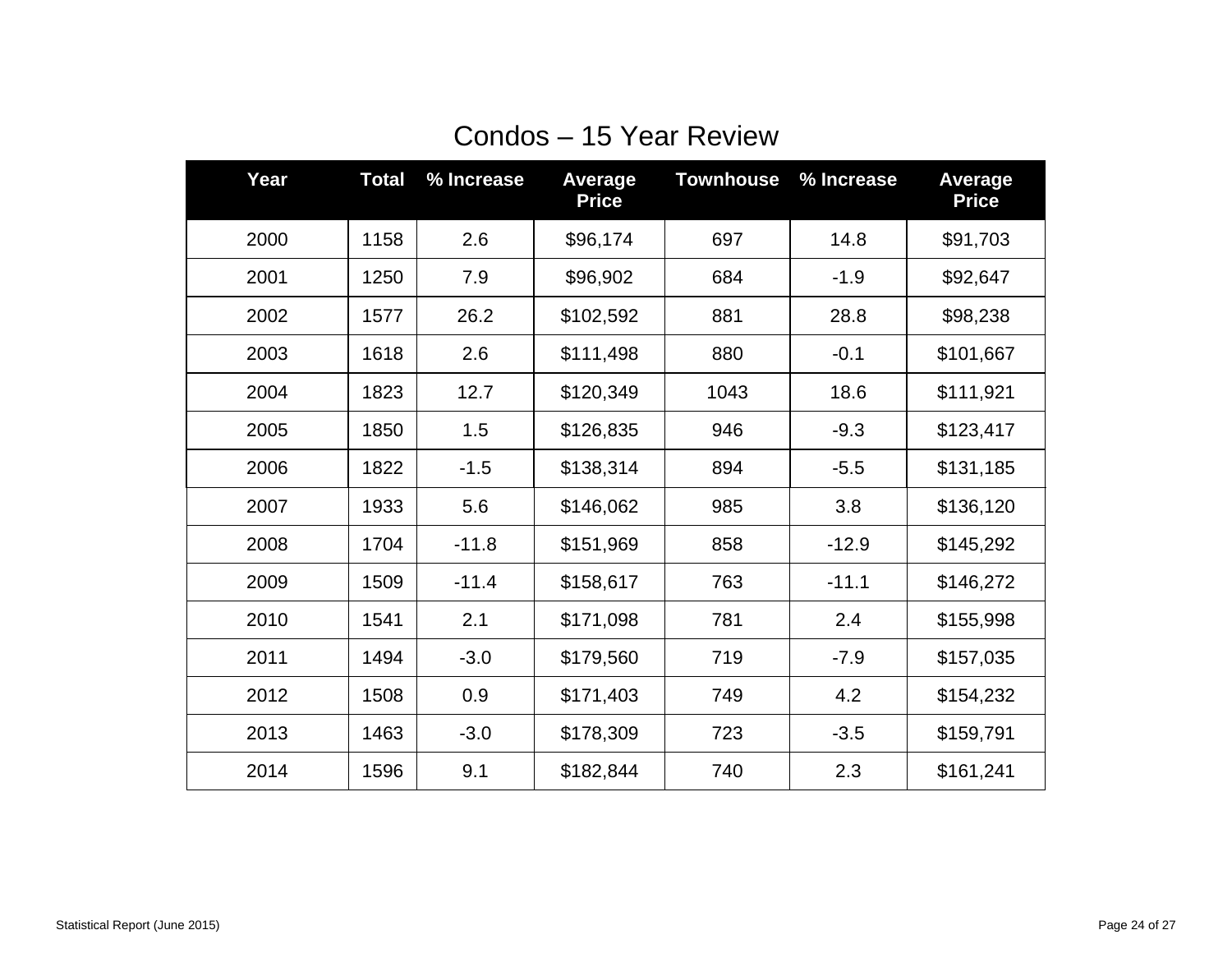# Condos – 15 Year Review

| Year | Total | % Increase | Average Price | Townhouse | % Increase | Average Price |
|---|---|---|---|---|---|---|
| 2000 | 1158 | 2.6 | $96,174 | 697 | 14.8 | $91,703 |
| 2001 | 1250 | 7.9 | $96,902 | 684 | -1.9 | $92,647 |
| 2002 | 1577 | 26.2 | $102,592 | 881 | 28.8 | $98,238 |
| 2003 | 1618 | 2.6 | $111,498 | 880 | -0.1 | $101,667 |
| 2004 | 1823 | 12.7 | $120,349 | 1043 | 18.6 | $111,921 |
| 2005 | 1850 | 1.5 | $126,835 | 946 | -9.3 | $123,417 |
| 2006 | 1822 | -1.5 | $138,314 | 894 | -5.5 | $131,185 |
| 2007 | 1933 | 5.6 | $146,062 | 985 | 3.8 | $136,120 |
| 2008 | 1704 | -11.8 | $151,969 | 858 | -12.9 | $145,292 |
| 2009 | 1509 | -11.4 | $158,617 | 763 | -11.1 | $146,272 |
| 2010 | 1541 | 2.1 | $171,098 | 781 | 2.4 | $155,998 |
| 2011 | 1494 | -3.0 | $179,560 | 719 | -7.9 | $157,035 |
| 2012 | 1508 | 0.9 | $171,403 | 749 | 4.2 | $154,232 |
| 2013 | 1463 | -3.0 | $178,309 | 723 | -3.5 | $159,791 |
| 2014 | 1596 | 9.1 | $182,844 | 740 | 2.3 | $161,241 |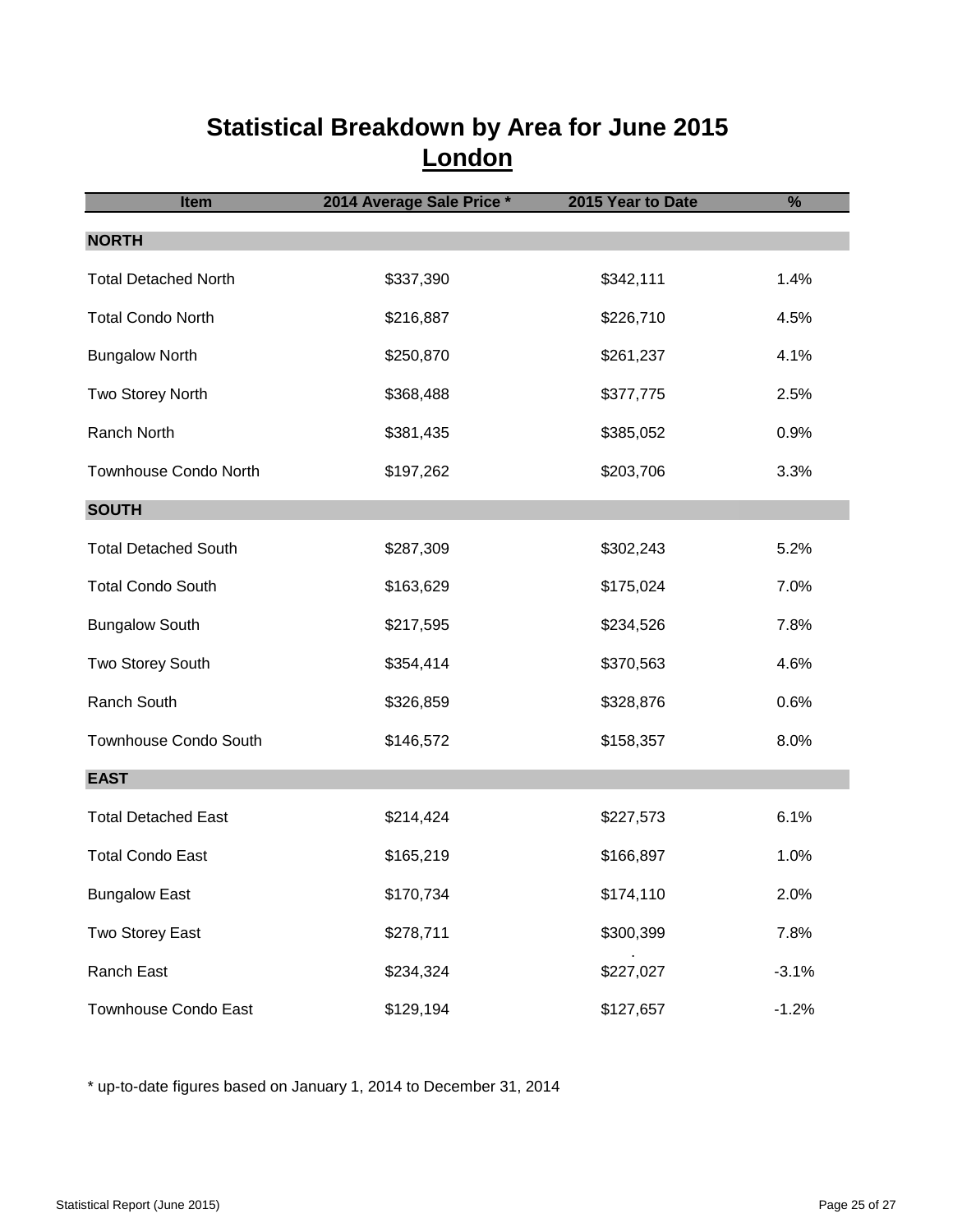# Statistical Breakdown by Area for June 2015

## London

| Item | 2014 Average Sale Price * | 2015 Year to Date | % |
|---|---|---|---|
| **NORTH** | | | |
| Total Detached North | $337,390 | $342,111 | 1.4% |
| Total Condo North | $216,887 | $226,710 | 4.5% |
| Bungalow North | $250,870 | $261,237 | 4.1% |
| Two Storey North | $368,488 | $377,775 | 2.5% |
| Ranch North | $381,435 | $385,052 | 0.9% |
| Townhouse Condo North | $197,262 | $203,706 | 3.3% |
| **SOUTH** | | | |
| Total Detached South | $287,309 | $302,243 | 5.2% |
| Total Condo South | $163,629 | $175,024 | 7.0% |
| Bungalow South | $217,595 | $234,526 | 7.8% |
| Two Storey South | $354,414 | $370,563 | 4.6% |
| Ranch South | $326,859 | $328,876 | 0.6% |
| Townhouse Condo South | $146,572 | $158,357 | 8.0% |
| **EAST** | | | |
| Total Detached East | $214,424 | $227,573 | 6.1% |
| Total Condo East | $165,219 | $166,897 | 1.0% |
| Bungalow East | $170,734 | $174,110 | 2.0% |
| Two Storey East | $278,711 | $300,399 | 7.8% |
| Ranch East | $234,324 | $227,027 | -3.1% |
| Townhouse Condo East | $129,194 | $127,657 | -1.2% |

* up-to-date figures based on January 1, 2014 to December 31, 2014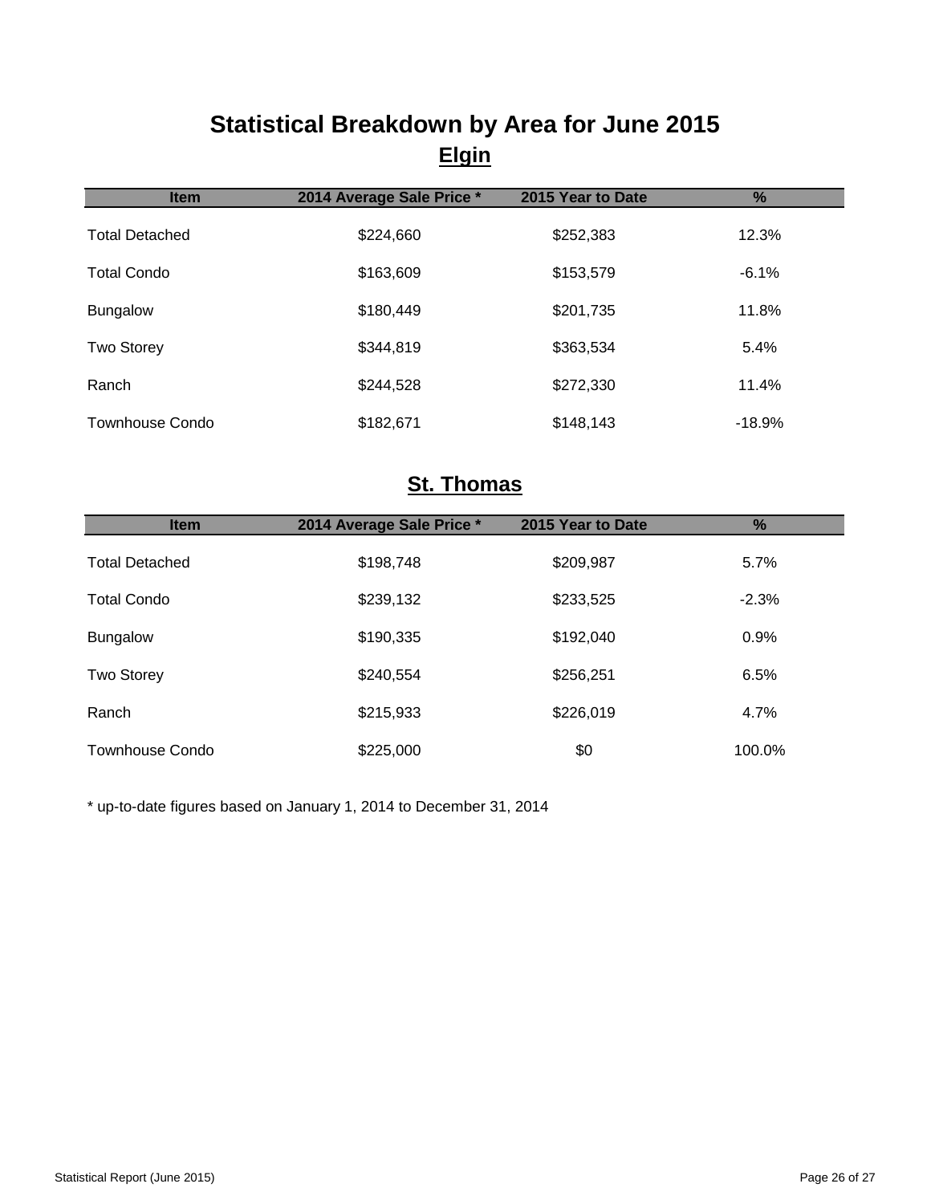# Statistical Breakdown by Area for June 2015

## Elgin

| Item | 2014 Average Sale Price * | 2015 Year to Date | % |
|---|---|---|---|
| Total Detached | $224,660 | $252,383 | 12.3% |
| Total Condo | $163,609 | $153,579 | -6.1% |
| Bungalow | $180,449 | $201,735 | 11.8% |
| Two Storey | $344,819 | $363,534 | 5.4% |
| Ranch | $244,528 | $272,330 | 11.4% |
| Townhouse Condo | $182,671 | $148,143 | -18.9% |

## St. Thomas

| Item | 2014 Average Sale Price * | 2015 Year to Date | % |
|---|---|---|---|
| Total Detached | $198,748 | $209,987 | 5.7% |
| Total Condo | $239,132 | $233,525 | -2.3% |
| Bungalow | $190,335 | $192,040 | 0.9% |
| Two Storey | $240,554 | $256,251 | 6.5% |
| Ranch | $215,933 | $226,019 | 4.7% |
| Townhouse Condo | $225,000 | $0 | 100.0% |

* up-to-date figures based on January 1, 2014 to December 31, 2014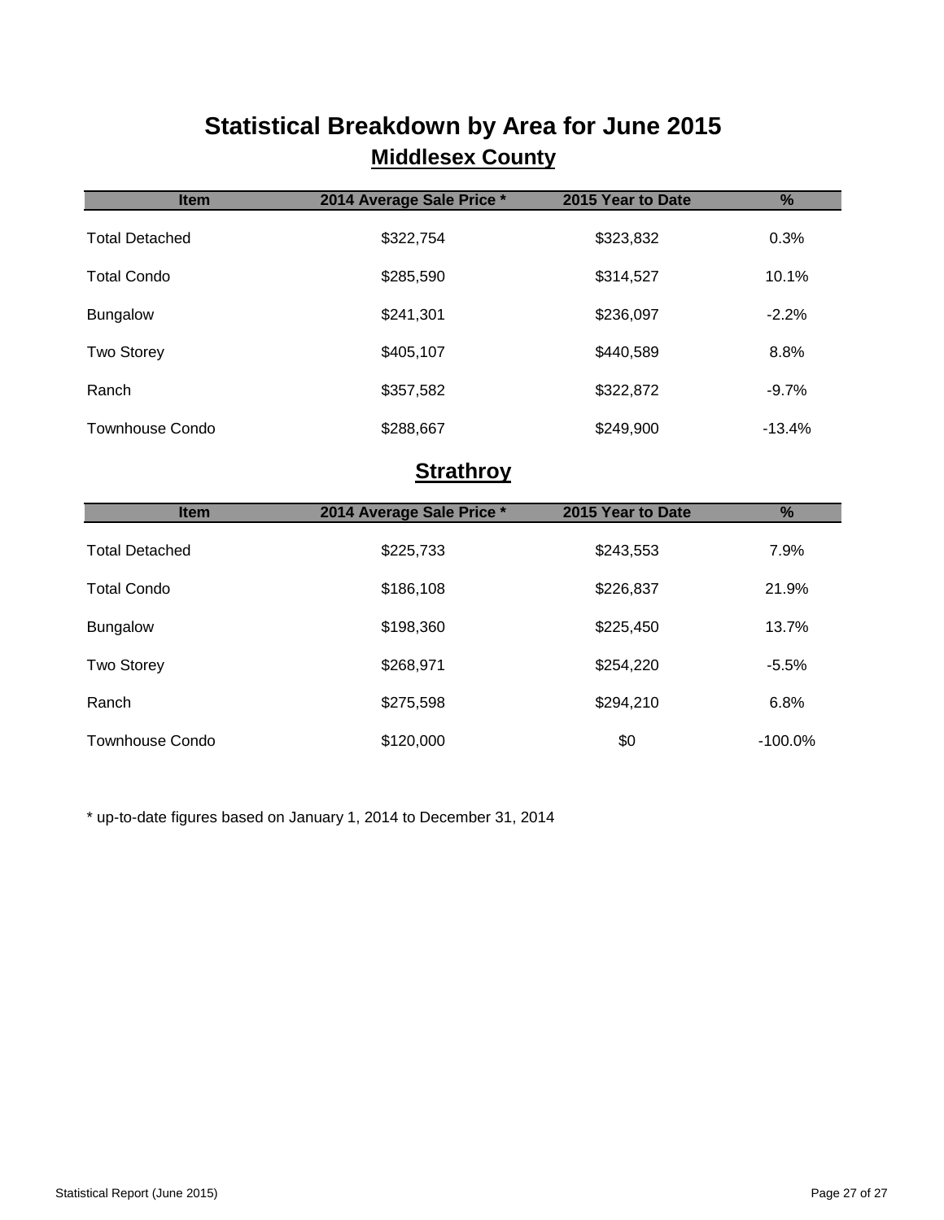# Statistical Breakdown by Area for June 2015

## Middlesex County

| Item | 2014 Average Sale Price * | 2015 Year to Date | % |
|---|---|---|---|
| Total Detached | $322,754 | $323,832 | 0.3% |
| Total Condo | $285,590 | $314,527 | 10.1% |
| Bungalow | $241,301 | $236,097 | -2.2% |
| Two Storey | $405,107 | $440,589 | 8.8% |
| Ranch | $357,582 | $322,872 | -9.7% |
| Townhouse Condo | $288,667 | $249,900 | -13.4% |

## Strathroy

| Item | 2014 Average Sale Price * | 2015 Year to Date | % |
|---|---|---|---|
| Total Detached | $225,733 | $243,553 | 7.9% |
| Total Condo | $186,108 | $226,837 | 21.9% |
| Bungalow | $198,360 | $225,450 | 13.7% |
| Two Storey | $268,971 | $254,220 | -5.5% |
| Ranch | $275,598 | $294,210 | 6.8% |
| Townhouse Condo | $120,000 | $0 | -100.0% |

* up-to-date figures based on January 1, 2014 to December 31, 2014